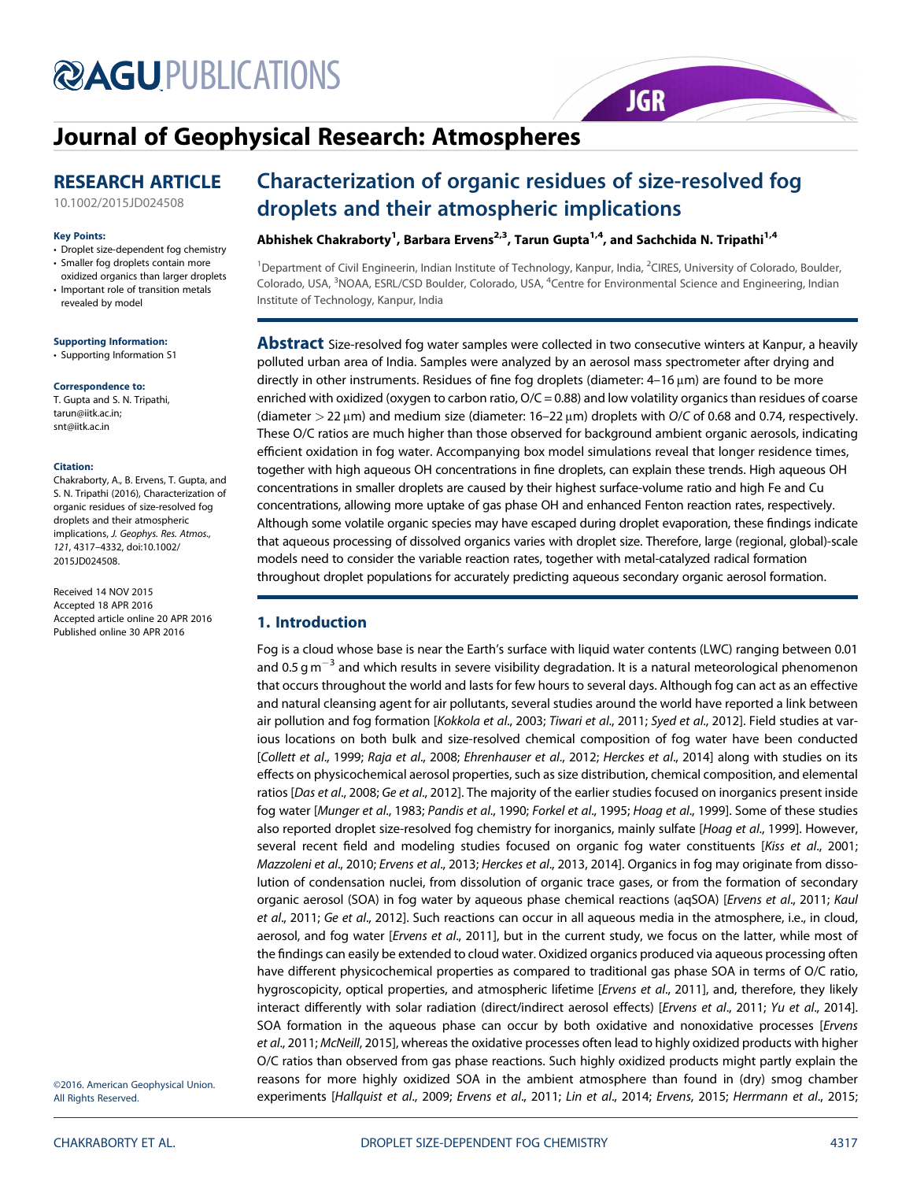# Journal of Geophysical Research: Atmospheres

## RESEARCH ARTICLE

10.1002/2015JD024508

**Key Points:**

- Droplet size-dependent fog chemistry
- Smaller fog droplets contain more oxidized organics than larger droplets
- Important role of transition metals revealed by model

**Supporting Information:**

- Supporting Information S1

**Correspondence to:**

T. Gupta and S. N. Tripathi,
tarun@iitk.ac.in;
snt@iitk.ac.in

**Citation:**

Chakraborty, A., B. Ervens, T. Gupta, and S. N. Tripathi (2016), Characterization of organic residues of size-resolved fog droplets and their atmospheric implications, *J. Geophys. Res. Atmos.*, *121*, 4317–4332, doi:10.1002/2015JD024508.

Received 14 NOV 2015
Accepted 18 APR 2016
Accepted article online 20 APR 2016
Published online 30 APR 2016

©2016. American Geophysical Union. All Rights Reserved.

# Characterization of organic residues of size-resolved fog droplets and their atmospheric implications

**Abhishek Chakraborty[1], Barbara Ervens[2,3], Tarun Gupta[1,4], and Sachchida N. Tripathi[1,4]**

[1]Department of Civil Engineerin, Indian Institute of Technology, Kanpur, India, [2]CIRES, University of Colorado, Boulder, Colorado, USA, [3]NOAA, ESRL/CSD Boulder, Colorado, USA, [4]Centre for Environmental Science and Engineering, Indian Institute of Technology, Kanpur, India

**Abstract** Size-resolved fog water samples were collected in two consecutive winters at Kanpur, a heavily polluted urban area of India. Samples were analyzed by an aerosol mass spectrometer after drying and directly in other instruments. Residues of fine fog droplets (diameter: 4–16 μm) are found to be more enriched with oxidized (oxygen to carbon ratio, O/C = 0.88) and low volatility organics than residues of coarse (diameter > 22 μm) and medium size (diameter: 16–22 μm) droplets with *O/C* of 0.68 and 0.74, respectively. These O/C ratios are much higher than those observed for background ambient organic aerosols, indicating efficient oxidation in fog water. Accompanying box model simulations reveal that longer residence times, together with high aqueous OH concentrations in fine droplets, can explain these trends. High aqueous OH concentrations in smaller droplets are caused by their highest surface-volume ratio and high Fe and Cu concentrations, allowing more uptake of gas phase OH and enhanced Fenton reaction rates, respectively. Although some volatile organic species may have escaped during droplet evaporation, these findings indicate that aqueous processing of dissolved organics varies with droplet size. Therefore, large (regional, global)-scale models need to consider the variable reaction rates, together with metal-catalyzed radical formation throughout droplet populations for accurately predicting aqueous secondary organic aerosol formation.

## 1. Introduction

Fog is a cloud whose base is near the Earth's surface with liquid water contents (LWC) ranging between 0.01 and 0.5 g m$^{-3}$ and which results in severe visibility degradation. It is a natural meteorological phenomenon that occurs throughout the world and lasts for few hours to several days. Although fog can act as an effective and natural cleansing agent for air pollutants, several studies around the world have reported a link between air pollution and fog formation [*Kokkola et al*., 2003; *Tiwari et al*., 2011; *Syed et al*., 2012]. Field studies at various locations on both bulk and size-resolved chemical composition of fog water have been conducted [*Collett et al*., 1999; *Raja et al*., 2008; *Ehrenhauser et al*., 2012; *Herckes et al*., 2014] along with studies on its effects on physicochemical aerosol properties, such as size distribution, chemical composition, and elemental ratios [*Das et al*., 2008; *Ge et al*., 2012]. The majority of the earlier studies focused on inorganics present inside fog water [*Munger et al*., 1983; *Pandis et al*., 1990; *Forkel et al*., 1995; *Hoag et al*., 1999]. Some of these studies also reported droplet size-resolved fog chemistry for inorganics, mainly sulfate [*Hoag et al*., 1999]. However, several recent field and modeling studies focused on organic fog water constituents [*Kiss et al*., 2001; *Mazzoleni et al*., 2010; *Ervens et al*., 2013; *Herckes et al*., 2013, 2014]. Organics in fog may originate from dissolution of condensation nuclei, from dissolution of organic trace gases, or from the formation of secondary organic aerosol (SOA) in fog water by aqueous phase chemical reactions (aqSOA) [*Ervens et al*., 2011; *Kaul et al*., 2011; *Ge et al*., 2012]. Such reactions can occur in all aqueous media in the atmosphere, i.e., in cloud, aerosol, and fog water [*Ervens et al*., 2011], but in the current study, we focus on the latter, while most of the findings can easily be extended to cloud water. Oxidized organics produced via aqueous processing often have different physicochemical properties as compared to traditional gas phase SOA in terms of O/C ratio, hygroscopicity, optical properties, and atmospheric lifetime [*Ervens et al*., 2011], and, therefore, they likely interact differently with solar radiation (direct/indirect aerosol effects) [*Ervens et al*., 2011; *Yu et al*., 2014]. SOA formation in the aqueous phase can occur by both oxidative and nonoxidative processes [*Ervens et al*., 2011; *McNeill*, 2015], whereas the oxidative processes often lead to highly oxidized products with higher O/C ratios than observed from gas phase reactions. Such highly oxidized products might partly explain the reasons for more highly oxidized SOA in the ambient atmosphere than found in (dry) smog chamber experiments [*Hallquist et al*., 2009; *Ervens et al*., 2011; *Lin et al*., 2014; *Ervens*, 2015; *Herrmann et al*., 2015;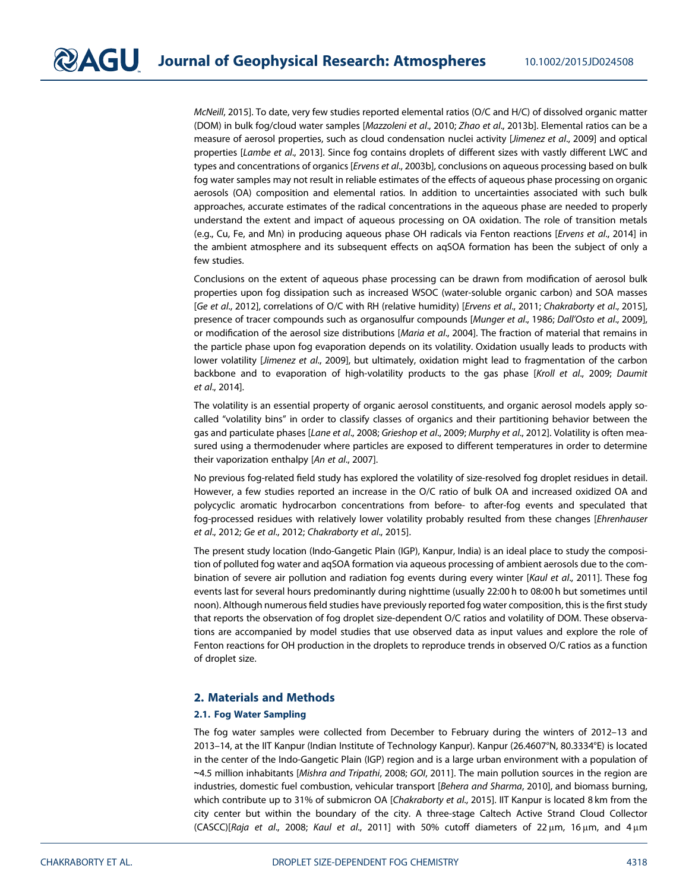*McNeill*, 2015]. To date, very few studies reported elemental ratios (O/C and H/C) of dissolved organic matter (DOM) in bulk fog/cloud water samples [*Mazzoleni et al*., 2010; *Zhao et al*., 2013b]. Elemental ratios can be a measure of aerosol properties, such as cloud condensation nuclei activity [*Jimenez et al*., 2009] and optical properties [*Lambe et al*., 2013]. Since fog contains droplets of different sizes with vastly different LWC and types and concentrations of organics [*Ervens et al*., 2003b], conclusions on aqueous processing based on bulk fog water samples may not result in reliable estimates of the effects of aqueous phase processing on organic aerosols (OA) composition and elemental ratios. In addition to uncertainties associated with such bulk approaches, accurate estimates of the radical concentrations in the aqueous phase are needed to properly understand the extent and impact of aqueous processing on OA oxidation. The role of transition metals (e.g., Cu, Fe, and Mn) in producing aqueous phase OH radicals via Fenton reactions [*Ervens et al*., 2014] in the ambient atmosphere and its subsequent effects on aqSOA formation has been the subject of only a few studies.

Conclusions on the extent of aqueous phase processing can be drawn from modification of aerosol bulk properties upon fog dissipation such as increased WSOC (water-soluble organic carbon) and SOA masses [*Ge et al*., 2012], correlations of O/C with RH (relative humidity) [*Ervens et al*., 2011; *Chakraborty et al*., 2015], presence of tracer compounds such as organosulfur compounds [*Munger et al*., 1986; *Dall'Osto et al*., 2009], or modification of the aerosol size distributions [*Maria et al*., 2004]. The fraction of material that remains in the particle phase upon fog evaporation depends on its volatility. Oxidation usually leads to products with lower volatility [*Jimenez et al*., 2009], but ultimately, oxidation might lead to fragmentation of the carbon backbone and to evaporation of high-volatility products to the gas phase [*Kroll et al*., 2009; *Daumit et al*., 2014].

The volatility is an essential property of organic aerosol constituents, and organic aerosol models apply so-called "volatility bins" in order to classify classes of organics and their partitioning behavior between the gas and particulate phases [*Lane et al*., 2008; *Grieshop et al*., 2009; *Murphy et al*., 2012]. Volatility is often measured using a thermodenuder where particles are exposed to different temperatures in order to determine their vaporization enthalpy [*An et al*., 2007].

No previous fog-related field study has explored the volatility of size-resolved fog droplet residues in detail. However, a few studies reported an increase in the O/C ratio of bulk OA and increased oxidized OA and polycyclic aromatic hydrocarbon concentrations from before- to after-fog events and speculated that fog-processed residues with relatively lower volatility probably resulted from these changes [*Ehrenhauser et al*., 2012; *Ge et al*., 2012; *Chakraborty et al*., 2015].

The present study location (Indo-Gangetic Plain (IGP), Kanpur, India) is an ideal place to study the composition of polluted fog water and aqSOA formation via aqueous processing of ambient aerosols due to the combination of severe air pollution and radiation fog events during every winter [*Kaul et al*., 2011]. These fog events last for several hours predominantly during nighttime (usually 22:00 h to 08:00 h but sometimes until noon). Although numerous field studies have previously reported fog water composition, this is the first study that reports the observation of fog droplet size-dependent O/C ratios and volatility of DOM. These observations are accompanied by model studies that use observed data as input values and explore the role of Fenton reactions for OH production in the droplets to reproduce trends in observed O/C ratios as a function of droplet size.

## 2. Materials and Methods

### 2.1. Fog Water Sampling

The fog water samples were collected from December to February during the winters of 2012–13 and 2013–14, at the IIT Kanpur (Indian Institute of Technology Kanpur). Kanpur (26.4607°N, 80.3334°E) is located in the center of the Indo-Gangetic Plain (IGP) region and is a large urban environment with a population of ~4.5 million inhabitants [*Mishra and Tripathi*, 2008; *GOI*, 2011]. The main pollution sources in the region are industries, domestic fuel combustion, vehicular transport [*Behera and Sharma*, 2010], and biomass burning, which contribute up to 31% of submicron OA [*Chakraborty et al*., 2015]. IIT Kanpur is located 8 km from the city center but within the boundary of the city. A three-stage Caltech Active Strand Cloud Collector (CASCC)[*Raja et al*., 2008; *Kaul et al*., 2011] with 50% cutoff diameters of 22 μm, 16 μm, and 4 μm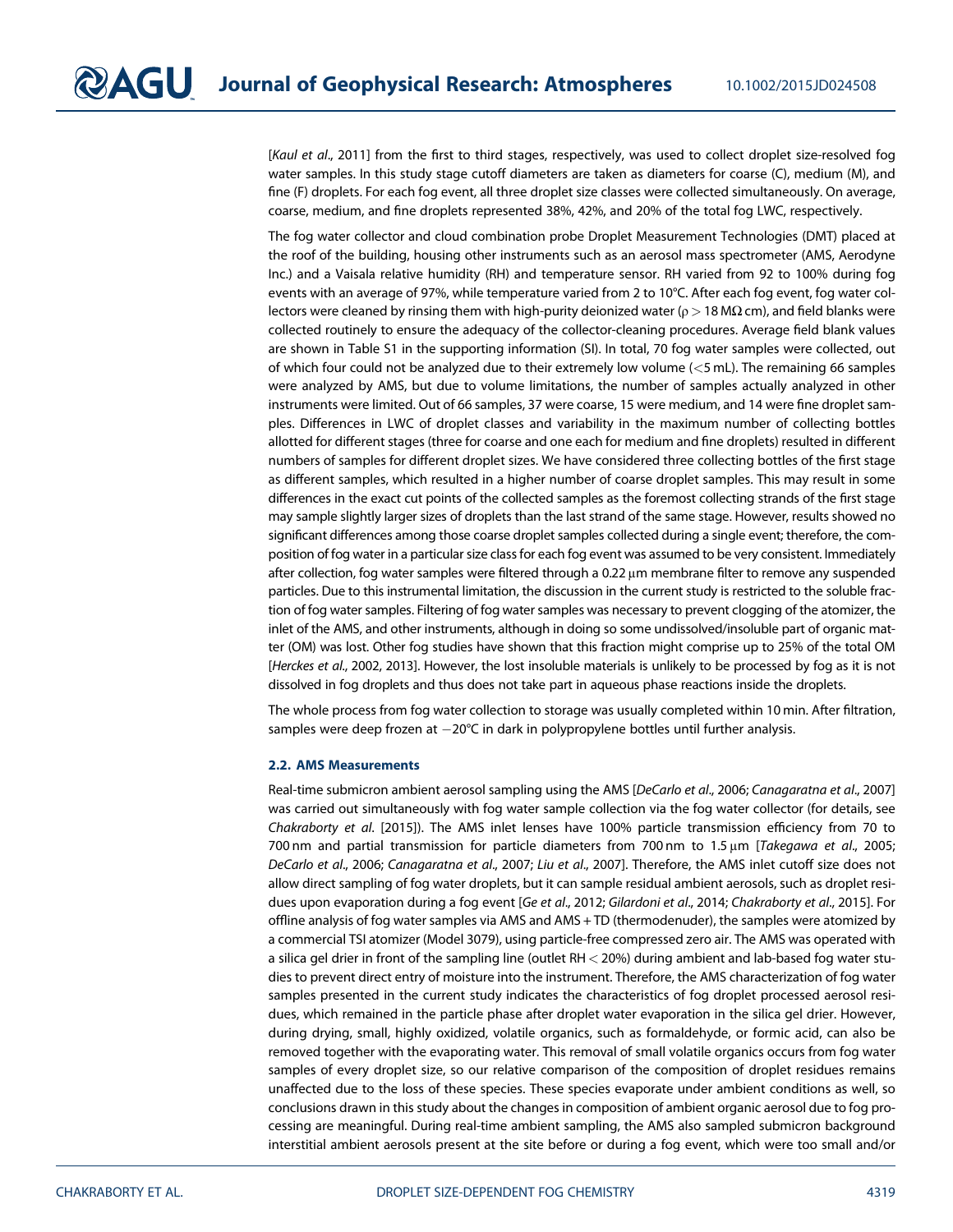[*Kaul et al.*, 2011] from the first to third stages, respectively, was used to collect droplet size-resolved fog water samples. In this study stage cutoff diameters are taken as diameters for coarse (C), medium (M), and fine (F) droplets. For each fog event, all three droplet size classes were collected simultaneously. On average, coarse, medium, and fine droplets represented 38%, 42%, and 20% of the total fog LWC, respectively.

The fog water collector and cloud combination probe Droplet Measurement Technologies (DMT) placed at the roof of the building, housing other instruments such as an aerosol mass spectrometer (AMS, Aerodyne Inc.) and a Vaisala relative humidity (RH) and temperature sensor. RH varied from 92 to 100% during fog events with an average of 97%, while temperature varied from 2 to 10°C. After each fog event, fog water collectors were cleaned by rinsing them with high-purity deionized water ($\rho > 18$ MΩ cm), and field blanks were collected routinely to ensure the adequacy of the collector-cleaning procedures. Average field blank values are shown in Table S1 in the supporting information (SI). In total, 70 fog water samples were collected, out of which four could not be analyzed due to their extremely low volume (<5 mL). The remaining 66 samples were analyzed by AMS, but due to volume limitations, the number of samples actually analyzed in other instruments were limited. Out of 66 samples, 37 were coarse, 15 were medium, and 14 were fine droplet samples. Differences in LWC of droplet classes and variability in the maximum number of collecting bottles allotted for different stages (three for coarse and one each for medium and fine droplets) resulted in different numbers of samples for different droplet sizes. We have considered three collecting bottles of the first stage as different samples, which resulted in a higher number of coarse droplet samples. This may result in some differences in the exact cut points of the collected samples as the foremost collecting strands of the first stage may sample slightly larger sizes of droplets than the last strand of the same stage. However, results showed no significant differences among those coarse droplet samples collected during a single event; therefore, the composition of fog water in a particular size class for each fog event was assumed to be very consistent. Immediately after collection, fog water samples were filtered through a 0.22 μm membrane filter to remove any suspended particles. Due to this instrumental limitation, the discussion in the current study is restricted to the soluble fraction of fog water samples. Filtering of fog water samples was necessary to prevent clogging of the atomizer, the inlet of the AMS, and other instruments, although in doing so some undissolved/insoluble part of organic matter (OM) was lost. Other fog studies have shown that this fraction might comprise up to 25% of the total OM [*Herckes et al.*, 2002, 2013]. However, the lost insoluble materials is unlikely to be processed by fog as it is not dissolved in fog droplets and thus does not take part in aqueous phase reactions inside the droplets.

The whole process from fog water collection to storage was usually completed within 10 min. After filtration, samples were deep frozen at −20°C in dark in polypropylene bottles until further analysis.

### 2.2. AMS Measurements

Real-time submicron ambient aerosol sampling using the AMS [*DeCarlo et al.*, 2006; *Canagaratna et al.*, 2007] was carried out simultaneously with fog water sample collection via the fog water collector (for details, see *Chakraborty et al.* [2015]). The AMS inlet lenses have 100% particle transmission efficiency from 70 to 700 nm and partial transmission for particle diameters from 700 nm to 1.5 μm [*Takegawa et al.*, 2005; *DeCarlo et al.*, 2006; *Canagaratna et al.*, 2007; *Liu et al.*, 2007]. Therefore, the AMS inlet cutoff size does not allow direct sampling of fog water droplets, but it can sample residual ambient aerosols, such as droplet residues upon evaporation during a fog event [*Ge et al.*, 2012; *Gilardoni et al.*, 2014; *Chakraborty et al.*, 2015]. For offline analysis of fog water samples via AMS and AMS + TD (thermodenuder), the samples were atomized by a commercial TSI atomizer (Model 3079), using particle-free compressed zero air. The AMS was operated with a silica gel drier in front of the sampling line (outlet RH < 20%) during ambient and lab-based fog water studies to prevent direct entry of moisture into the instrument. Therefore, the AMS characterization of fog water samples presented in the current study indicates the characteristics of fog droplet processed aerosol residues, which remained in the particle phase after droplet water evaporation in the silica gel drier. However, during drying, small, highly oxidized, volatile organics, such as formaldehyde, or formic acid, can also be removed together with the evaporating water. This removal of small volatile organics occurs from fog water samples of every droplet size, so our relative comparison of the composition of droplet residues remains unaffected due to the loss of these species. These species evaporate under ambient conditions as well, so conclusions drawn in this study about the changes in composition of ambient organic aerosol due to fog processing are meaningful. During real-time ambient sampling, the AMS also sampled submicron background interstitial ambient aerosols present at the site before or during a fog event, which were too small and/or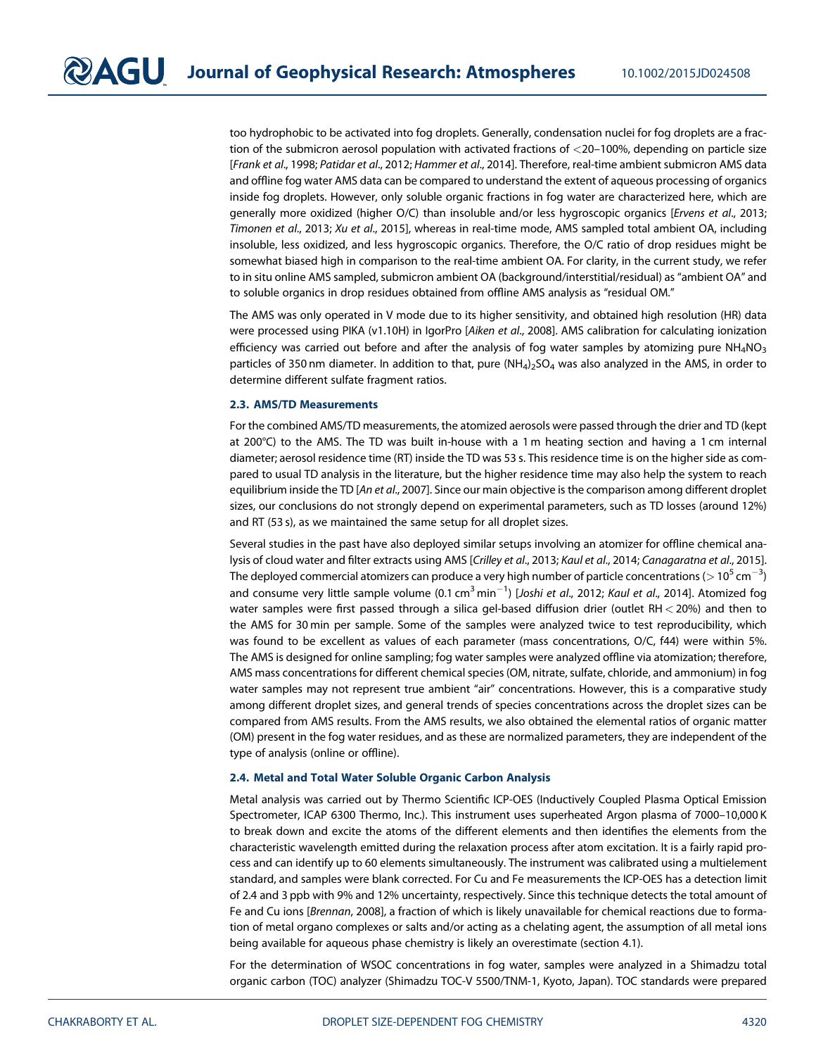too hydrophobic to be activated into fog droplets. Generally, condensation nuclei for fog droplets are a fraction of the submicron aerosol population with activated fractions of <20–100%, depending on particle size [*Frank et al.*, 1998; *Patidar et al.*, 2012; *Hammer et al.*, 2014]. Therefore, real-time ambient submicron AMS data and offline fog water AMS data can be compared to understand the extent of aqueous processing of organics inside fog droplets. However, only soluble organic fractions in fog water are characterized here, which are generally more oxidized (higher O/C) than insoluble and/or less hygroscopic organics [*Ervens et al.*, 2013; *Timonen et al.*, 2013; *Xu et al.*, 2015], whereas in real-time mode, AMS sampled total ambient OA, including insoluble, less oxidized, and less hygroscopic organics. Therefore, the O/C ratio of drop residues might be somewhat biased high in comparison to the real-time ambient OA. For clarity, in the current study, we refer to in situ online AMS sampled, submicron ambient OA (background/interstitial/residual) as "ambient OA" and to soluble organics in drop residues obtained from offline AMS analysis as "residual OM."

The AMS was only operated in V mode due to its higher sensitivity, and obtained high resolution (HR) data were processed using PIKA (v1.10H) in IgorPro [*Aiken et al.*, 2008]. AMS calibration for calculating ionization efficiency was carried out before and after the analysis of fog water samples by atomizing pure $NH_4NO_3$ particles of 350 nm diameter. In addition to that, pure $(NH_4)_2SO_4$ was also analyzed in the AMS, in order to determine different sulfate fragment ratios.

### 2.3. AMS/TD Measurements

For the combined AMS/TD measurements, the atomized aerosols were passed through the drier and TD (kept at 200°C) to the AMS. The TD was built in-house with a 1 m heating section and having a 1 cm internal diameter; aerosol residence time (RT) inside the TD was 53 s. This residence time is on the higher side as compared to usual TD analysis in the literature, but the higher residence time may also help the system to reach equilibrium inside the TD [*An et al.*, 2007]. Since our main objective is the comparison among different droplet sizes, our conclusions do not strongly depend on experimental parameters, such as TD losses (around 12%) and RT (53 s), as we maintained the same setup for all droplet sizes.

Several studies in the past have also deployed similar setups involving an atomizer for offline chemical analysis of cloud water and filter extracts using AMS [*Crilley et al.*, 2013; *Kaul et al.*, 2014; *Canagaratna et al.*, 2015]. The deployed commercial atomizers can produce a very high number of particle concentrations ($> 10^5\ cm^{-3}$) and consume very little sample volume ($0.1\ cm^3\ min^{-1}$) [*Joshi et al.*, 2012; *Kaul et al.*, 2014]. Atomized fog water samples were first passed through a silica gel-based diffusion drier (outlet RH < 20%) and then to the AMS for 30 min per sample. Some of the samples were analyzed twice to test reproducibility, which was found to be excellent as values of each parameter (mass concentrations, O/C, f44) were within 5%. The AMS is designed for online sampling; fog water samples were analyzed offline via atomization; therefore, AMS mass concentrations for different chemical species (OM, nitrate, sulfate, chloride, and ammonium) in fog water samples may not represent true ambient "air" concentrations. However, this is a comparative study among different droplet sizes, and general trends of species concentrations across the droplet sizes can be compared from AMS results. From the AMS results, we also obtained the elemental ratios of organic matter (OM) present in the fog water residues, and as these are normalized parameters, they are independent of the type of analysis (online or offline).

### 2.4. Metal and Total Water Soluble Organic Carbon Analysis

Metal analysis was carried out by Thermo Scientific ICP-OES (Inductively Coupled Plasma Optical Emission Spectrometer, ICAP 6300 Thermo, Inc.). This instrument uses superheated Argon plasma of 7000–10,000 K to break down and excite the atoms of the different elements and then identifies the elements from the characteristic wavelength emitted during the relaxation process after atom excitation. It is a fairly rapid process and can identify up to 60 elements simultaneously. The instrument was calibrated using a multielement standard, and samples were blank corrected. For Cu and Fe measurements the ICP-OES has a detection limit of 2.4 and 3 ppb with 9% and 12% uncertainty, respectively. Since this technique detects the total amount of Fe and Cu ions [*Brennan*, 2008], a fraction of which is likely unavailable for chemical reactions due to formation of metal organo complexes or salts and/or acting as a chelating agent, the assumption of all metal ions being available for aqueous phase chemistry is likely an overestimate (section 4.1).

For the determination of WSOC concentrations in fog water, samples were analyzed in a Shimadzu total organic carbon (TOC) analyzer (Shimadzu TOC-V 5500/TNM-1, Kyoto, Japan). TOC standards were prepared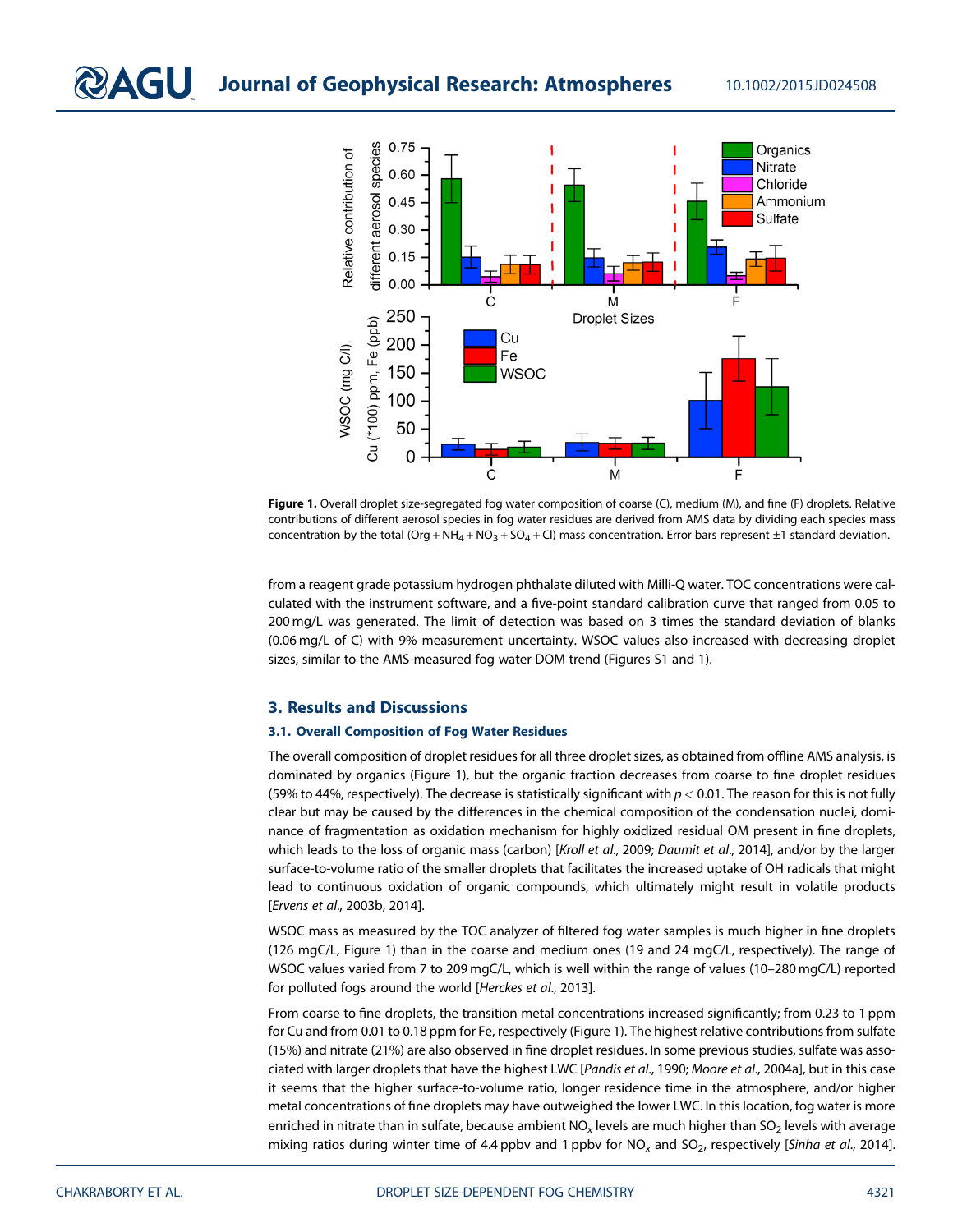**Figure 1.** Overall droplet size-segregated fog water composition of coarse (C), medium (M), and fine (F) droplets. Relative contributions of different aerosol species in fog water residues are derived from AMS data by dividing each species mass concentration by the total (Org + $NH_4$ + $NO_3$ + $SO_4$ + Cl) mass concentration. Error bars represent ±1 standard deviation.

from a reagent grade potassium hydrogen phthalate diluted with Milli-Q water. TOC concentrations were calculated with the instrument software, and a five-point standard calibration curve that ranged from 0.05 to 200 mg/L was generated. The limit of detection was based on 3 times the standard deviation of blanks (0.06 mg/L of C) with 9% measurement uncertainty. WSOC values also increased with decreasing droplet sizes, similar to the AMS-measured fog water DOM trend (Figures S1 and 1).

## 3. Results and Discussions

### 3.1. Overall Composition of Fog Water Residues

The overall composition of droplet residues for all three droplet sizes, as obtained from offline AMS analysis, is dominated by organics (Figure 1), but the organic fraction decreases from coarse to fine droplet residues (59% to 44%, respectively). The decrease is statistically significant with $p < 0.01$. The reason for this is not fully clear but may be caused by the differences in the chemical composition of the condensation nuclei, dominance of fragmentation as oxidation mechanism for highly oxidized residual OM present in fine droplets, which leads to the loss of organic mass (carbon) [*Kroll et al*., 2009; *Daumit et al*., 2014], and/or by the larger surface-to-volume ratio of the smaller droplets that facilitates the increased uptake of OH radicals that might lead to continuous oxidation of organic compounds, which ultimately might result in volatile products [*Ervens et al*., 2003b, 2014].

WSOC mass as measured by the TOC analyzer of filtered fog water samples is much higher in fine droplets (126 mgC/L, Figure 1) than in the coarse and medium ones (19 and 24 mgC/L, respectively). The range of WSOC values varied from 7 to 209 mgC/L, which is well within the range of values (10–280 mgC/L) reported for polluted fogs around the world [*Herckes et al*., 2013].

From coarse to fine droplets, the transition metal concentrations increased significantly; from 0.23 to 1 ppm for Cu and from 0.01 to 0.18 ppm for Fe, respectively (Figure 1). The highest relative contributions from sulfate (15%) and nitrate (21%) are also observed in fine droplet residues. In some previous studies, sulfate was associated with larger droplets that have the highest LWC [*Pandis et al*., 1990; *Moore et al*., 2004a], but in this case it seems that the higher surface-to-volume ratio, longer residence time in the atmosphere, and/or higher metal concentrations of fine droplets may have outweighed the lower LWC. In this location, fog water is more enriched in nitrate than in sulfate, because ambient $NO_x$ levels are much higher than $SO_2$ levels with average mixing ratios during winter time of 4.4 ppbv and 1 ppbv for $NO_x$ and $SO_2$, respectively [*Sinha et al*., 2014].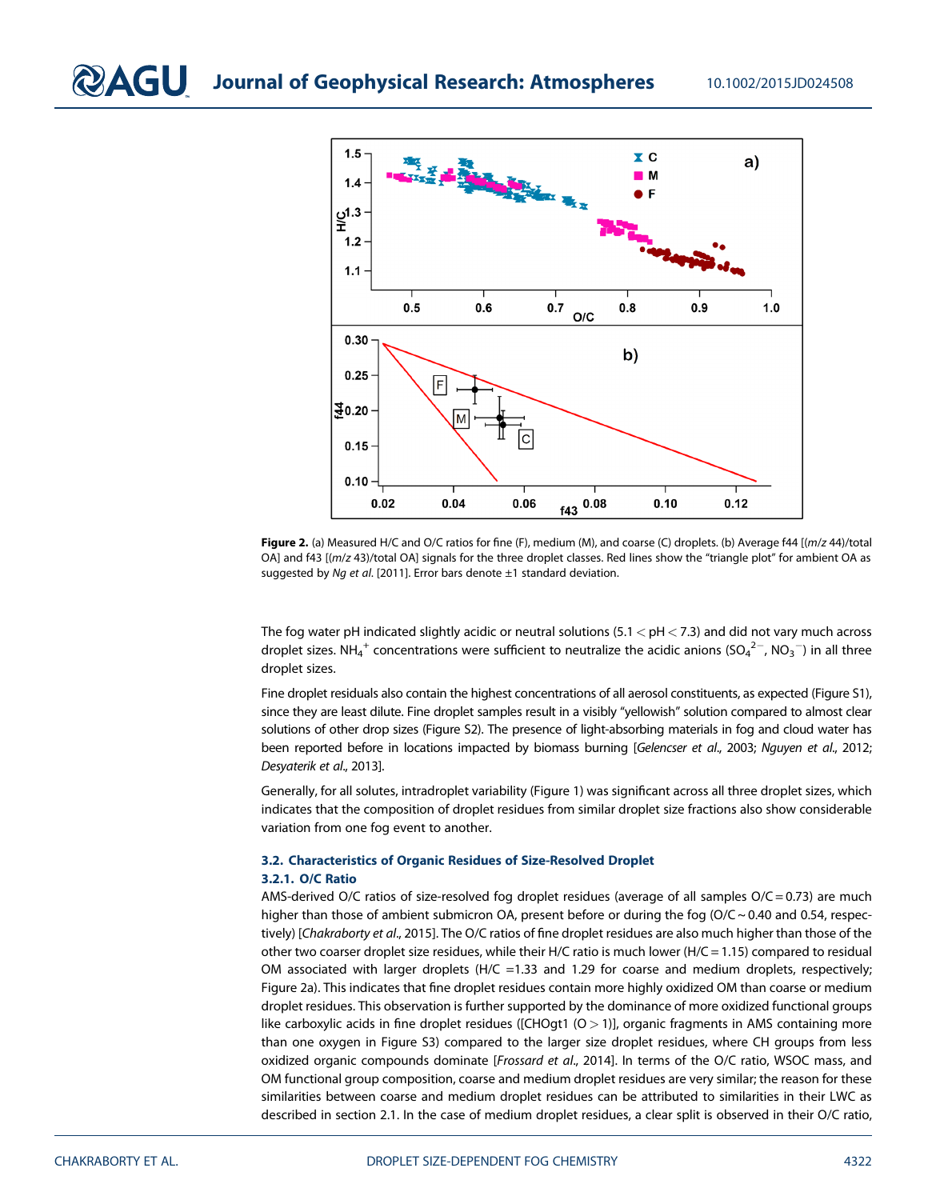**Figure 2.** (a) Measured H/C and O/C ratios for fine (F), medium (M), and coarse (C) droplets. (b) Average f44 [(*m/z* 44)/total OA] and f43 [(*m/z* 43)/total OA] signals for the three droplet classes. Red lines show the "triangle plot" for ambient OA as suggested by *Ng et al.* [2011]. Error bars denote ±1 standard deviation.

The fog water pH indicated slightly acidic or neutral solutions (5.1 < pH < 7.3) and did not vary much across droplet sizes. $NH_4^+$ concentrations were sufficient to neutralize the acidic anions ($SO_4^{2-}$, $NO_3^-$) in all three droplet sizes.

Fine droplet residuals also contain the highest concentrations of all aerosol constituents, as expected (Figure S1), since they are least dilute. Fine droplet samples result in a visibly "yellowish" solution compared to almost clear solutions of other drop sizes (Figure S2). The presence of light-absorbing materials in fog and cloud water has been reported before in locations impacted by biomass burning [*Gelencser et al.*, 2003; *Nguyen et al.*, 2012; *Desyaterik et al.*, 2013].

Generally, for all solutes, intradroplet variability (Figure 1) was significant across all three droplet sizes, which indicates that the composition of droplet residues from similar droplet size fractions also show considerable variation from one fog event to another.

### 3.2. Characteristics of Organic Residues of Size-Resolved Droplet

#### 3.2.1. O/C Ratio

AMS-derived O/C ratios of size-resolved fog droplet residues (average of all samples O/C = 0.73) are much higher than those of ambient submicron OA, present before or during the fog (O/C ~ 0.40 and 0.54, respectively) [*Chakraborty et al.*, 2015]. The O/C ratios of fine droplet residues are also much higher than those of the other two coarser droplet size residues, while their H/C ratio is much lower (H/C = 1.15) compared to residual OM associated with larger droplets (H/C = 1.33 and 1.29 for coarse and medium droplets, respectively; Figure 2a). This indicates that fine droplet residues contain more highly oxidized OM than coarse or medium droplet residues. This observation is further supported by the dominance of more oxidized functional groups like carboxylic acids in fine droplet residues ([CHOgt1 (O > 1)], organic fragments in AMS containing more than one oxygen in Figure S3) compared to the larger size droplet residues, where CH groups from less oxidized organic compounds dominate [*Frossard et al.*, 2014]. In terms of the O/C ratio, WSOC mass, and OM functional group composition, coarse and medium droplet residues are very similar; the reason for these similarities between coarse and medium droplet residues can be attributed to similarities in their LWC as described in section 2.1. In the case of medium droplet residues, a clear split is observed in their O/C ratio,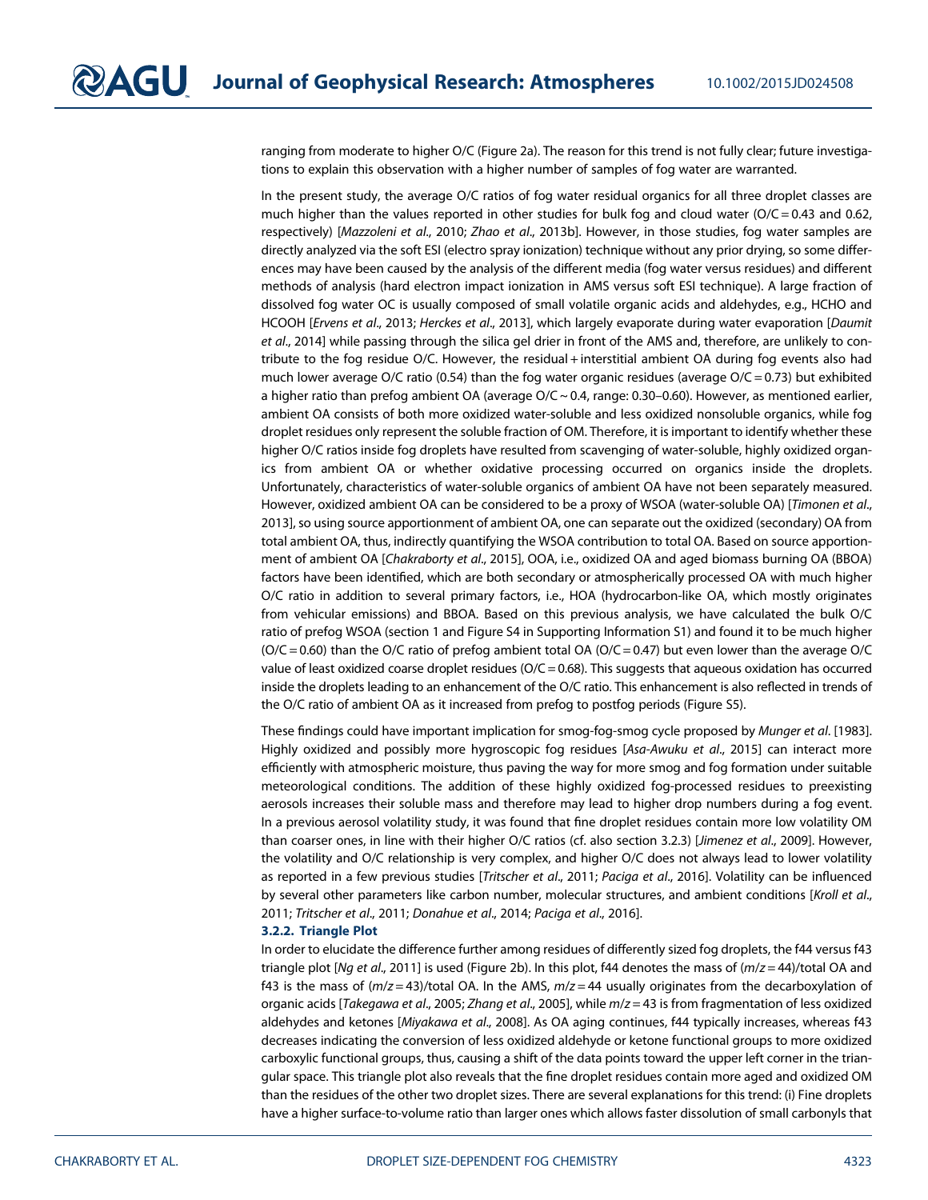ranging from moderate to higher O/C (Figure 2a). The reason for this trend is not fully clear; future investigations to explain this observation with a higher number of samples of fog water are warranted.

In the present study, the average O/C ratios of fog water residual organics for all three droplet classes are much higher than the values reported in other studies for bulk fog and cloud water (O/C = 0.43 and 0.62, respectively) [*Mazzoleni et al*., 2010; *Zhao et al*., 2013b]. However, in those studies, fog water samples are directly analyzed via the soft ESI (electro spray ionization) technique without any prior drying, so some differences may have been caused by the analysis of the different media (fog water versus residues) and different methods of analysis (hard electron impact ionization in AMS versus soft ESI technique). A large fraction of dissolved fog water OC is usually composed of small volatile organic acids and aldehydes, e.g., HCHO and HCOOH [*Ervens et al*., 2013; *Herckes et al*., 2013], which largely evaporate during water evaporation [*Daumit et al*., 2014] while passing through the silica gel drier in front of the AMS and, therefore, are unlikely to contribute to the fog residue O/C. However, the residual + interstitial ambient OA during fog events also had much lower average O/C ratio (0.54) than the fog water organic residues (average O/C = 0.73) but exhibited a higher ratio than prefog ambient OA (average O/C ~ 0.4, range: 0.30–0.60). However, as mentioned earlier, ambient OA consists of both more oxidized water-soluble and less oxidized nonsoluble organics, while fog droplet residues only represent the soluble fraction of OM. Therefore, it is important to identify whether these higher O/C ratios inside fog droplets have resulted from scavenging of water-soluble, highly oxidized organics from ambient OA or whether oxidative processing occurred on organics inside the droplets. Unfortunately, characteristics of water-soluble organics of ambient OA have not been separately measured. However, oxidized ambient OA can be considered to be a proxy of WSOA (water-soluble OA) [*Timonen et al*., 2013], so using source apportionment of ambient OA, one can separate out the oxidized (secondary) OA from total ambient OA, thus, indirectly quantifying the WSOA contribution to total OA. Based on source apportionment of ambient OA [*Chakraborty et al*., 2015], OOA, i.e., oxidized OA and aged biomass burning OA (BBOA) factors have been identified, which are both secondary or atmospherically processed OA with much higher O/C ratio in addition to several primary factors, i.e., HOA (hydrocarbon-like OA, which mostly originates from vehicular emissions) and BBOA. Based on this previous analysis, we have calculated the bulk O/C ratio of prefog WSOA (section 1 and Figure S4 in Supporting Information S1) and found it to be much higher (O/C = 0.60) than the O/C ratio of prefog ambient total OA (O/C = 0.47) but even lower than the average O/C value of least oxidized coarse droplet residues (O/C = 0.68). This suggests that aqueous oxidation has occurred inside the droplets leading to an enhancement of the O/C ratio. This enhancement is also reflected in trends of the O/C ratio of ambient OA as it increased from prefog to postfog periods (Figure S5).

These findings could have important implication for smog-fog-smog cycle proposed by *Munger et al*. [1983]. Highly oxidized and possibly more hygroscopic fog residues [*Asa-Awuku et al*., 2015] can interact more efficiently with atmospheric moisture, thus paving the way for more smog and fog formation under suitable meteorological conditions. The addition of these highly oxidized fog-processed residues to preexisting aerosols increases their soluble mass and therefore may lead to higher drop numbers during a fog event. In a previous aerosol volatility study, it was found that fine droplet residues contain more low volatility OM than coarser ones, in line with their higher O/C ratios (cf. also section 3.2.3) [*Jimenez et al*., 2009]. However, the volatility and O/C relationship is very complex, and higher O/C does not always lead to lower volatility as reported in a few previous studies [*Tritscher et al*., 2011; *Paciga et al*., 2016]. Volatility can be influenced by several other parameters like carbon number, molecular structures, and ambient conditions [*Kroll et al*., 2011; *Tritscher et al*., 2011; *Donahue et al*., 2014; *Paciga et al*., 2016].

### 3.2.2. Triangle Plot

In order to elucidate the difference further among residues of differently sized fog droplets, the f44 versus f43 triangle plot [*Ng et al*., 2011] is used (Figure 2b). In this plot, f44 denotes the mass of ($m/z = 44$)/total OA and f43 is the mass of ($m/z = 43$)/total OA. In the AMS, $m/z = 44$ usually originates from the decarboxylation of organic acids [*Takegawa et al*., 2005; *Zhang et al*., 2005], while $m/z = 43$ is from fragmentation of less oxidized aldehydes and ketones [*Miyakawa et al*., 2008]. As OA aging continues, f44 typically increases, whereas f43 decreases indicating the conversion of less oxidized aldehyde or ketone functional groups to more oxidized carboxylic functional groups, thus, causing a shift of the data points toward the upper left corner in the triangular space. This triangle plot also reveals that the fine droplet residues contain more aged and oxidized OM than the residues of the other two droplet sizes. There are several explanations for this trend: (i) Fine droplets have a higher surface-to-volume ratio than larger ones which allows faster dissolution of small carbonyls that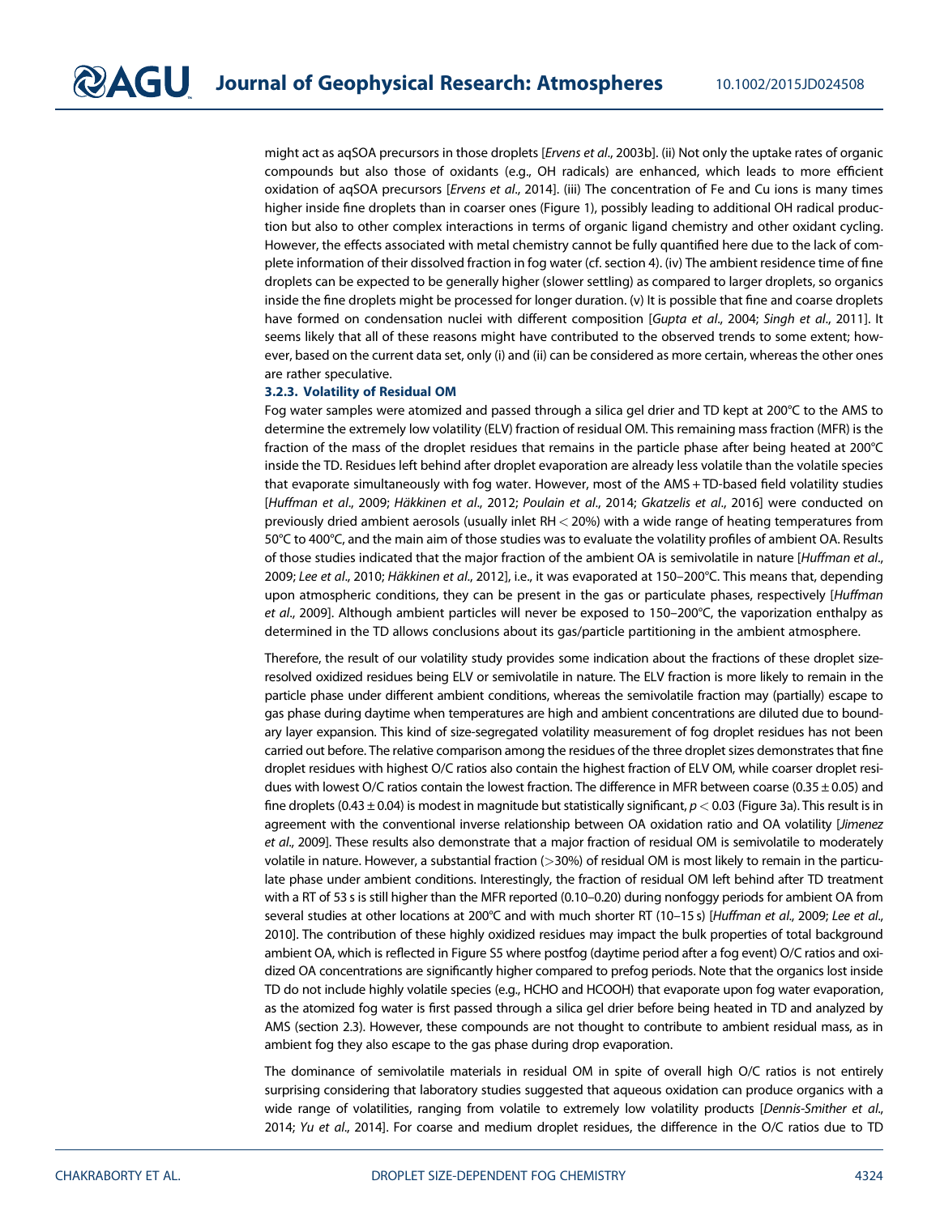might act as aqSOA precursors in those droplets [*Ervens et al.*, 2003b]. (ii) Not only the uptake rates of organic compounds but also those of oxidants (e.g., OH radicals) are enhanced, which leads to more efficient oxidation of aqSOA precursors [*Ervens et al.*, 2014]. (iii) The concentration of Fe and Cu ions is many times higher inside fine droplets than in coarser ones (Figure 1), possibly leading to additional OH radical production but also to other complex interactions in terms of organic ligand chemistry and other oxidant cycling. However, the effects associated with metal chemistry cannot be fully quantified here due to the lack of complete information of their dissolved fraction in fog water (cf. section 4). (iv) The ambient residence time of fine droplets can be expected to be generally higher (slower settling) as compared to larger droplets, so organics inside the fine droplets might be processed for longer duration. (v) It is possible that fine and coarse droplets have formed on condensation nuclei with different composition [*Gupta et al.*, 2004; *Singh et al.*, 2011]. It seems likely that all of these reasons might have contributed to the observed trends to some extent; however, based on the current data set, only (i) and (ii) can be considered as more certain, whereas the other ones are rather speculative.

### 3.2.3. Volatility of Residual OM

Fog water samples were atomized and passed through a silica gel drier and TD kept at 200°C to the AMS to determine the extremely low volatility (ELV) fraction of residual OM. This remaining mass fraction (MFR) is the fraction of the mass of the droplet residues that remains in the particle phase after being heated at 200°C inside the TD. Residues left behind after droplet evaporation are already less volatile than the volatile species that evaporate simultaneously with fog water. However, most of the AMS + TD-based field volatility studies [*Huffman et al.*, 2009; *Häkkinen et al.*, 2012; *Poulain et al.*, 2014; *Gkatzelis et al.*, 2016] were conducted on previously dried ambient aerosols (usually inlet RH < 20%) with a wide range of heating temperatures from 50°C to 400°C, and the main aim of those studies was to evaluate the volatility profiles of ambient OA. Results of those studies indicated that the major fraction of the ambient OA is semivolatile in nature [*Huffman et al.*, 2009; *Lee et al.*, 2010; *Häkkinen et al.*, 2012], i.e., it was evaporated at 150–200°C. This means that, depending upon atmospheric conditions, they can be present in the gas or particulate phases, respectively [*Huffman et al.*, 2009]. Although ambient particles will never be exposed to 150–200°C, the vaporization enthalpy as determined in the TD allows conclusions about its gas/particle partitioning in the ambient atmosphere.

Therefore, the result of our volatility study provides some indication about the fractions of these droplet size-resolved oxidized residues being ELV or semivolatile in nature. The ELV fraction is more likely to remain in the particle phase under different ambient conditions, whereas the semivolatile fraction may (partially) escape to gas phase during daytime when temperatures are high and ambient concentrations are diluted due to boundary layer expansion. This kind of size-segregated volatility measurement of fog droplet residues has not been carried out before. The relative comparison among the residues of the three droplet sizes demonstrates that fine droplet residues with highest O/C ratios also contain the highest fraction of ELV OM, while coarser droplet residues with lowest O/C ratios contain the lowest fraction. The difference in MFR between coarse ($0.35 \pm 0.05$) and fine droplets ($0.43 \pm 0.04$) is modest in magnitude but statistically significant, $p < 0.03$ (Figure 3a). This result is in agreement with the conventional inverse relationship between OA oxidation ratio and OA volatility [*Jimenez et al.*, 2009]. These results also demonstrate that a major fraction of residual OM is semivolatile to moderately volatile in nature. However, a substantial fraction (>30%) of residual OM is most likely to remain in the particulate phase under ambient conditions. Interestingly, the fraction of residual OM left behind after TD treatment with a RT of 53 s is still higher than the MFR reported (0.10–0.20) during nonfoggy periods for ambient OA from several studies at other locations at 200°C and with much shorter RT (10–15 s) [*Huffman et al.*, 2009; *Lee et al.*, 2010]. The contribution of these highly oxidized residues may impact the bulk properties of total background ambient OA, which is reflected in Figure S5 where postfog (daytime period after a fog event) O/C ratios and oxidized OA concentrations are significantly higher compared to prefog periods. Note that the organics lost inside TD do not include highly volatile species (e.g., HCHO and HCOOH) that evaporate upon fog water evaporation, as the atomized fog water is first passed through a silica gel drier before being heated in TD and analyzed by AMS (section 2.3). However, these compounds are not thought to contribute to ambient residual mass, as in ambient fog they also escape to the gas phase during drop evaporation.

The dominance of semivolatile materials in residual OM in spite of overall high O/C ratios is not entirely surprising considering that laboratory studies suggested that aqueous oxidation can produce organics with a wide range of volatilities, ranging from volatile to extremely low volatility products [*Dennis-Smither et al.*, 2014; *Yu et al.*, 2014]. For coarse and medium droplet residues, the difference in the O/C ratios due to TD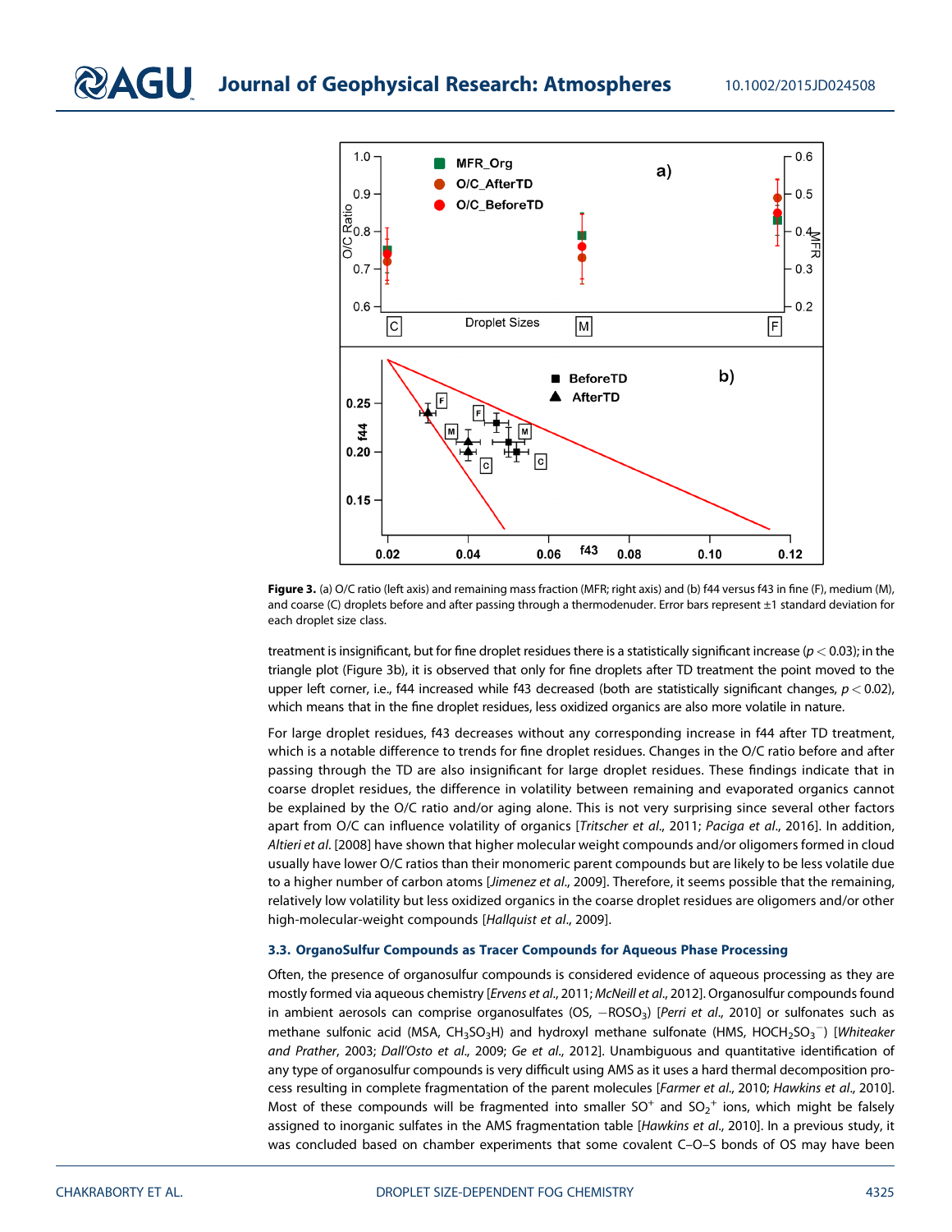**Figure 3.** (a) O/C ratio (left axis) and remaining mass fraction (MFR; right axis) and (b) f44 versus f43 in fine (F), medium (M), and coarse (C) droplets before and after passing through a thermodenuder. Error bars represent ±1 standard deviation for each droplet size class.

treatment is insignificant, but for fine droplet residues there is a statistically significant increase ($p < 0.03$); in the triangle plot (Figure 3b), it is observed that only for fine droplets after TD treatment the point moved to the upper left corner, i.e., f44 increased while f43 decreased (both are statistically significant changes, $p < 0.02$), which means that in the fine droplet residues, less oxidized organics are also more volatile in nature.

For large droplet residues, f43 decreases without any corresponding increase in f44 after TD treatment, which is a notable difference to trends for fine droplet residues. Changes in the O/C ratio before and after passing through the TD are also insignificant for large droplet residues. These findings indicate that in coarse droplet residues, the difference in volatility between remaining and evaporated organics cannot be explained by the O/C ratio and/or aging alone. This is not very surprising since several other factors apart from O/C can influence volatility of organics [*Tritscher et al.*, 2011; *Paciga et al.*, 2016]. In addition, *Altieri et al.* [2008] have shown that higher molecular weight compounds and/or oligomers formed in cloud usually have lower O/C ratios than their monomeric parent compounds but are likely to be less volatile due to a higher number of carbon atoms [*Jimenez et al.*, 2009]. Therefore, it seems possible that the remaining, relatively low volatility but less oxidized organics in the coarse droplet residues are oligomers and/or other high-molecular-weight compounds [*Hallquist et al.*, 2009].

### 3.3. OrganoSulfur Compounds as Tracer Compounds for Aqueous Phase Processing

Often, the presence of organosulfur compounds is considered evidence of aqueous processing as they are mostly formed via aqueous chemistry [*Ervens et al.*, 2011; *McNeill et al.*, 2012]. Organosulfur compounds found in ambient aerosols can comprise organosulfates (OS, $-ROSO_3$) [*Perri et al.*, 2010] or sulfonates such as methane sulfonic acid (MSA, $CH_3SO_3H$) and hydroxyl methane sulfonate (HMS, $HOCH_2SO_3^-$) [*Whiteaker and Prather*, 2003; *Dall'Osto et al.*, 2009; *Ge et al.*, 2012]. Unambiguous and quantitative identification of any type of organosulfur compounds is very difficult using AMS as it uses a hard thermal decomposition process resulting in complete fragmentation of the parent molecules [*Farmer et al.*, 2010; *Hawkins et al.*, 2010]. Most of these compounds will be fragmented into smaller $SO^+$ and $SO_2^+$ ions, which might be falsely assigned to inorganic sulfates in the AMS fragmentation table [*Hawkins et al.*, 2010]. In a previous study, it was concluded based on chamber experiments that some covalent C–O–S bonds of OS may have been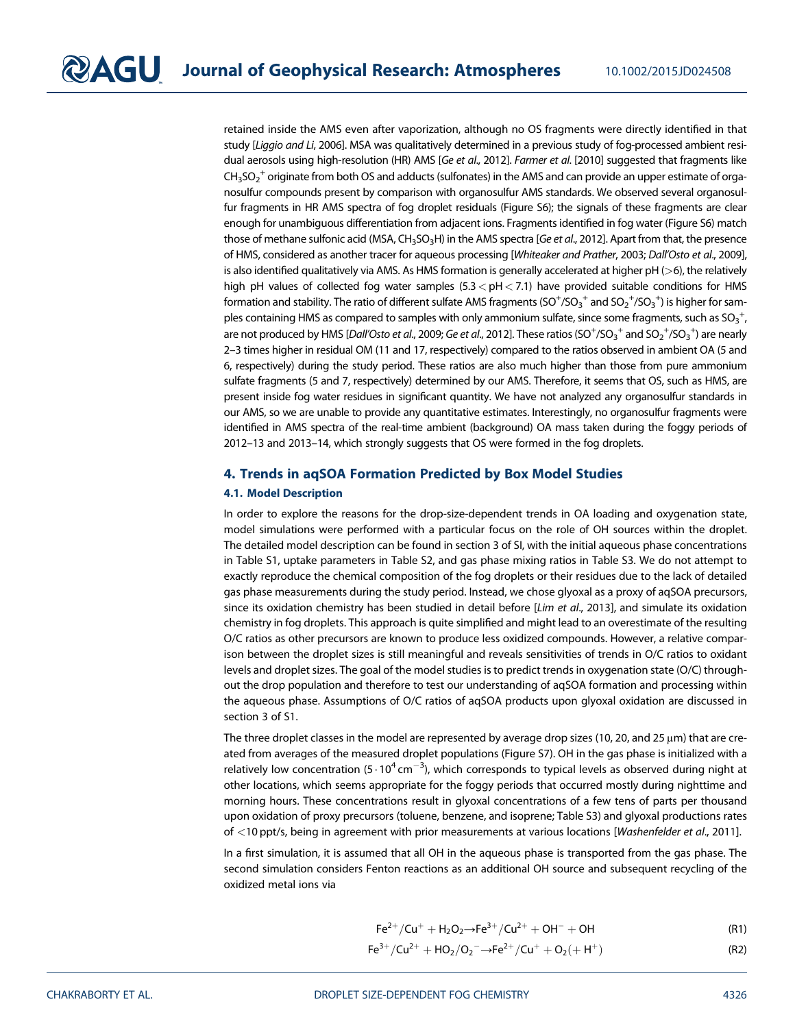retained inside the AMS even after vaporization, although no OS fragments were directly identified in that study [*Liggio and Li*, 2006]. MSA was qualitatively determined in a previous study of fog-processed ambient residual aerosols using high-resolution (HR) AMS [*Ge et al.*, 2012]. *Farmer et al.* [2010] suggested that fragments like $CH_3SO_2^+$ originate from both OS and adducts (sulfonates) in the AMS and can provide an upper estimate of organosulfur compounds present by comparison with organosulfur AMS standards. We observed several organosulfur fragments in HR AMS spectra of fog droplet residuals (Figure S6); the signals of these fragments are clear enough for unambiguous differentiation from adjacent ions. Fragments identified in fog water (Figure S6) match those of methane sulfonic acid (MSA, $CH_3SO_3H$) in the AMS spectra [*Ge et al.*, 2012]. Apart from that, the presence of HMS, considered as another tracer for aqueous processing [*Whiteaker and Prather*, 2003; *Dall'Osto et al.*, 2009], is also identified qualitatively via AMS. As HMS formation is generally accelerated at higher pH (>6), the relatively high pH values of collected fog water samples ($5.3 < pH < 7.1$) have provided suitable conditions for HMS formation and stability. The ratio of different sulfate AMS fragments ($SO^+/SO_3^+$ and $SO_2^+/SO_3^+$) is higher for samples containing HMS as compared to samples with only ammonium sulfate, since some fragments, such as $SO_3^+$, are not produced by HMS [*Dall'Osto et al.*, 2009; *Ge et al.*, 2012]. These ratios ($SO^+/SO_3^+$ and $SO_2^+/SO_3^+$) are nearly 2–3 times higher in residual OM (11 and 17, respectively) compared to the ratios observed in ambient OA (5 and 6, respectively) during the study period. These ratios are also much higher than those from pure ammonium sulfate fragments (5 and 7, respectively) determined by our AMS. Therefore, it seems that OS, such as HMS, are present inside fog water residues in significant quantity. We have not analyzed any organosulfur standards in our AMS, so we are unable to provide any quantitative estimates. Interestingly, no organosulfur fragments were identified in AMS spectra of the real-time ambient (background) OA mass taken during the foggy periods of 2012–13 and 2013–14, which strongly suggests that OS were formed in the fog droplets.

## 4. Trends in aqSOA Formation Predicted by Box Model Studies

### 4.1. Model Description

In order to explore the reasons for the drop-size-dependent trends in OA loading and oxygenation state, model simulations were performed with a particular focus on the role of OH sources within the droplet. The detailed model description can be found in section 3 of SI, with the initial aqueous phase concentrations in Table S1, uptake parameters in Table S2, and gas phase mixing ratios in Table S3. We do not attempt to exactly reproduce the chemical composition of the fog droplets or their residues due to the lack of detailed gas phase measurements during the study period. Instead, we chose glyoxal as a proxy of aqSOA precursors, since its oxidation chemistry has been studied in detail before [*Lim et al.*, 2013], and simulate its oxidation chemistry in fog droplets. This approach is quite simplified and might lead to an overestimate of the resulting O/C ratios as other precursors are known to produce less oxidized compounds. However, a relative comparison between the droplet sizes is still meaningful and reveals sensitivities of trends in O/C ratios to oxidant levels and droplet sizes. The goal of the model studies is to predict trends in oxygenation state (O/C) throughout the drop population and therefore to test our understanding of aqSOA formation and processing within the aqueous phase. Assumptions of O/C ratios of aqSOA products upon glyoxal oxidation are discussed in section 3 of S1.

The three droplet classes in the model are represented by average drop sizes (10, 20, and 25 μm) that are created from averages of the measured droplet populations (Figure S7). OH in the gas phase is initialized with a relatively low concentration ($5 \cdot 10^4\, cm^{-3}$), which corresponds to typical levels as observed during night at other locations, which seems appropriate for the foggy periods that occurred mostly during nighttime and morning hours. These concentrations result in glyoxal concentrations of a few tens of parts per thousand upon oxidation of proxy precursors (toluene, benzene, and isoprene; Table S3) and glyoxal productions rates of <10 ppt/s, being in agreement with prior measurements at various locations [*Washenfelder et al.*, 2011].

In a first simulation, it is assumed that all OH in the aqueous phase is transported from the gas phase. The second simulation considers Fenton reactions as an additional OH source and subsequent recycling of the oxidized metal ions via

$$Fe^{2+}/Cu^{+} + H_2O_2 \rightarrow Fe^{3+}/Cu^{2+} + OH^{-} + OH \tag{R1}$$

$$Fe^{3+}/Cu^{2+} + HO_2/O_2^{-} \rightarrow Fe^{2+}/Cu^{+} + O_2(+H^{+}) \tag{R2}$$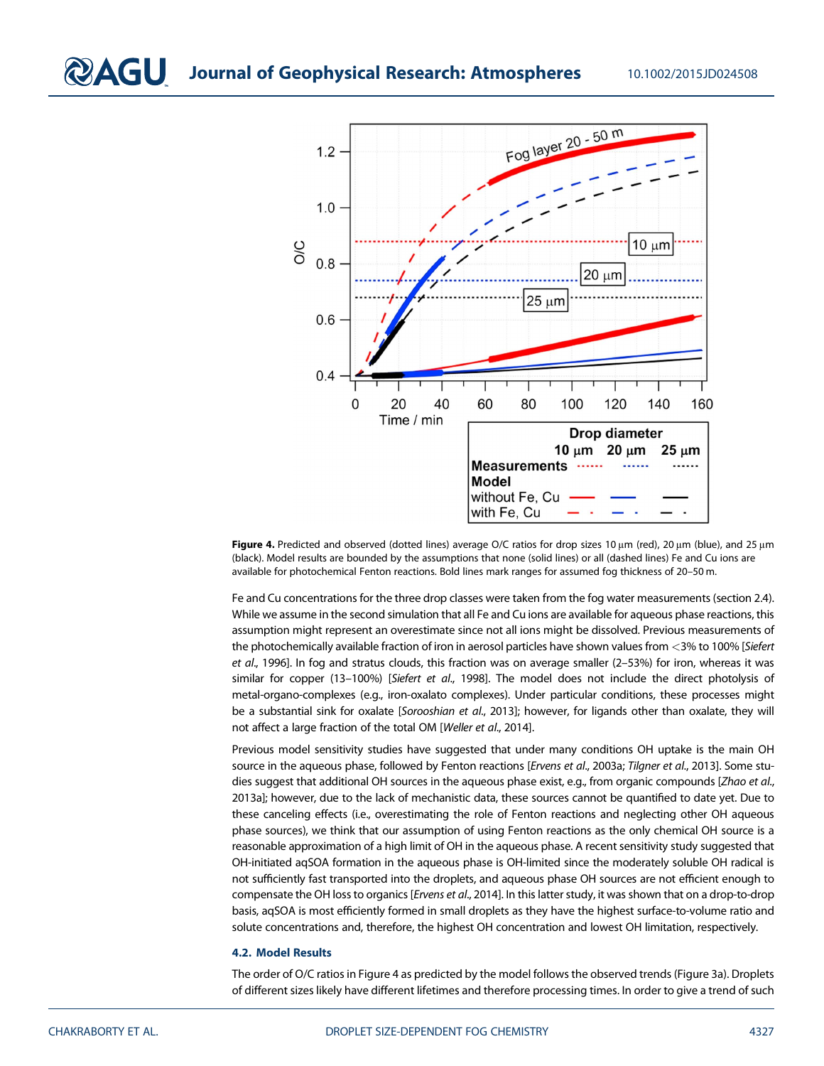Figure 4. Predicted and observed (dotted lines) average O/C ratios for drop sizes 10 μm (red), 20 μm (blue), and 25 μm (black). Model results are bounded by the assumptions that none (solid lines) or all (dashed lines) Fe and Cu ions are available for photochemical Fenton reactions. Bold lines mark ranges for assumed fog thickness of 20–50 m.

Fe and Cu concentrations for the three drop classes were taken from the fog water measurements (section 2.4). While we assume in the second simulation that all Fe and Cu ions are available for aqueous phase reactions, this assumption might represent an overestimate since not all ions might be dissolved. Previous measurements of the photochemically available fraction of iron in aerosol particles have shown values from <3% to 100% [*Siefert et al.*, 1996]. In fog and stratus clouds, this fraction was on average smaller (2–53%) for iron, whereas it was similar for copper (13–100%) [*Siefert et al.*, 1998]. The model does not include the direct photolysis of metal-organo-complexes (e.g., iron-oxalato complexes). Under particular conditions, these processes might be a substantial sink for oxalate [*Sorooshian et al.*, 2013]; however, for ligands other than oxalate, they will not affect a large fraction of the total OM [*Weller et al.*, 2014].

Previous model sensitivity studies have suggested that under many conditions OH uptake is the main OH source in the aqueous phase, followed by Fenton reactions [*Ervens et al.*, 2003a; *Tilgner et al.*, 2013]. Some studies suggest that additional OH sources in the aqueous phase exist, e.g., from organic compounds [*Zhao et al.*, 2013a]; however, due to the lack of mechanistic data, these sources cannot be quantified to date yet. Due to these canceling effects (i.e., overestimating the role of Fenton reactions and neglecting other OH aqueous phase sources), we think that our assumption of using Fenton reactions as the only chemical OH source is a reasonable approximation of a high limit of OH in the aqueous phase. A recent sensitivity study suggested that OH-initiated aqSOA formation in the aqueous phase is OH-limited since the moderately soluble OH radical is not sufficiently fast transported into the droplets, and aqueous phase OH sources are not efficient enough to compensate the OH loss to organics [*Ervens et al.*, 2014]. In this latter study, it was shown that on a drop-to-drop basis, aqSOA is most efficiently formed in small droplets as they have the highest surface-to-volume ratio and solute concentrations and, therefore, the highest OH concentration and lowest OH limitation, respectively.

### 4.2. Model Results

The order of O/C ratios in Figure 4 as predicted by the model follows the observed trends (Figure 3a). Droplets of different sizes likely have different lifetimes and therefore processing times. In order to give a trend of such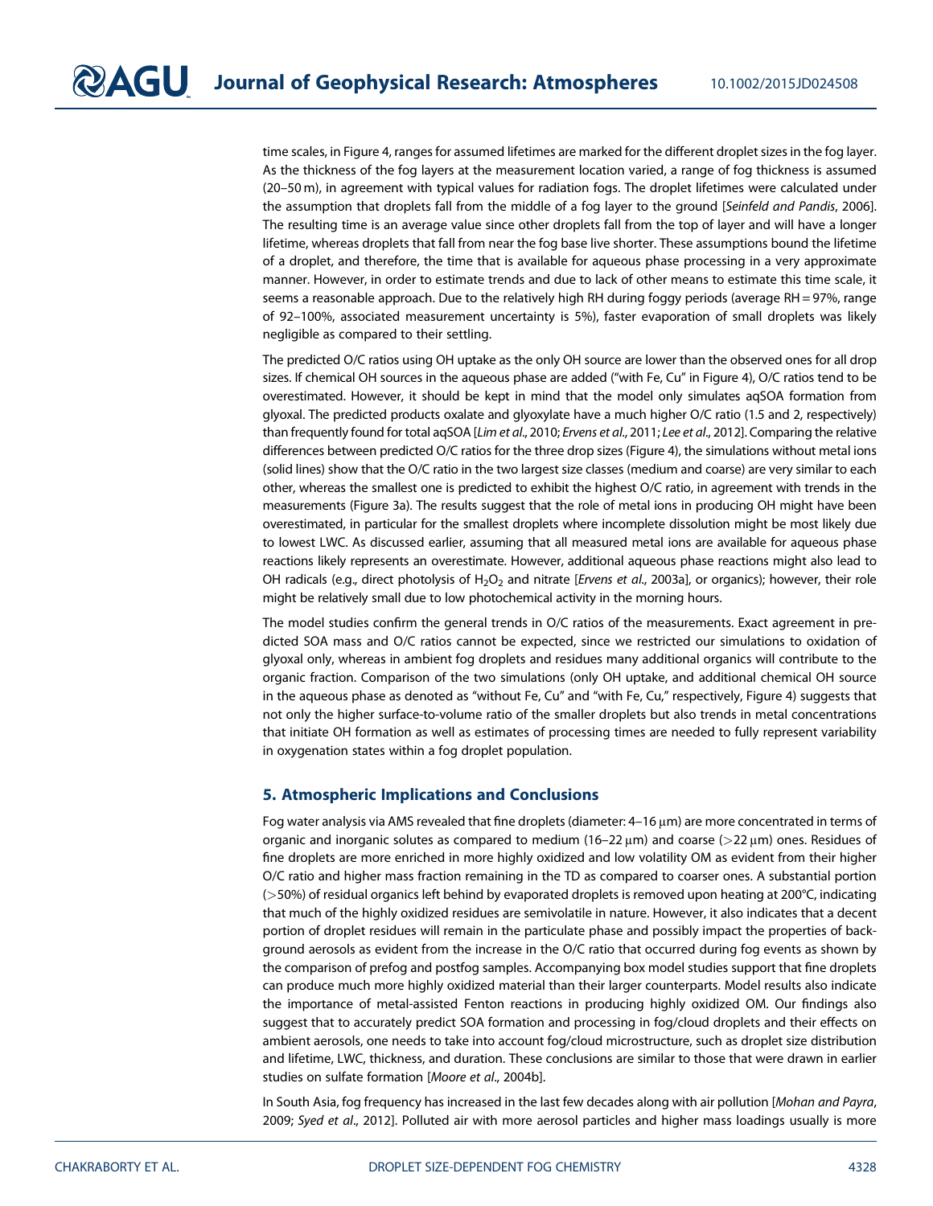time scales, in Figure 4, ranges for assumed lifetimes are marked for the different droplet sizes in the fog layer. As the thickness of the fog layers at the measurement location varied, a range of fog thickness is assumed (20–50 m), in agreement with typical values for radiation fogs. The droplet lifetimes were calculated under the assumption that droplets fall from the middle of a fog layer to the ground [*Seinfeld and Pandis*, 2006]. The resulting time is an average value since other droplets fall from the top of layer and will have a longer lifetime, whereas droplets that fall from near the fog base live shorter. These assumptions bound the lifetime of a droplet, and therefore, the time that is available for aqueous phase processing in a very approximate manner. However, in order to estimate trends and due to lack of other means to estimate this time scale, it seems a reasonable approach. Due to the relatively high RH during foggy periods (average RH = 97%, range of 92–100%, associated measurement uncertainty is 5%), faster evaporation of small droplets was likely negligible as compared to their settling.

The predicted O/C ratios using OH uptake as the only OH source are lower than the observed ones for all drop sizes. If chemical OH sources in the aqueous phase are added ("with Fe, Cu" in Figure 4), O/C ratios tend to be overestimated. However, it should be kept in mind that the model only simulates aqSOA formation from glyoxal. The predicted products oxalate and glyoxylate have a much higher O/C ratio (1.5 and 2, respectively) than frequently found for total aqSOA [*Lim et al*., 2010; *Ervens et al*., 2011; *Lee et al*., 2012]. Comparing the relative differences between predicted O/C ratios for the three drop sizes (Figure 4), the simulations without metal ions (solid lines) show that the O/C ratio in the two largest size classes (medium and coarse) are very similar to each other, whereas the smallest one is predicted to exhibit the highest O/C ratio, in agreement with trends in the measurements (Figure 3a). The results suggest that the role of metal ions in producing OH might have been overestimated, in particular for the smallest droplets where incomplete dissolution might be most likely due to lowest LWC. As discussed earlier, assuming that all measured metal ions are available for aqueous phase reactions likely represents an overestimate. However, additional aqueous phase reactions might also lead to OH radicals (e.g., direct photolysis of $H_2O_2$ and nitrate [*Ervens et al*., 2003a], or organics); however, their role might be relatively small due to low photochemical activity in the morning hours.

The model studies confirm the general trends in O/C ratios of the measurements. Exact agreement in predicted SOA mass and O/C ratios cannot be expected, since we restricted our simulations to oxidation of glyoxal only, whereas in ambient fog droplets and residues many additional organics will contribute to the organic fraction. Comparison of the two simulations (only OH uptake, and additional chemical OH source in the aqueous phase as denoted as "without Fe, Cu" and "with Fe, Cu," respectively, Figure 4) suggests that not only the higher surface-to-volume ratio of the smaller droplets but also trends in metal concentrations that initiate OH formation as well as estimates of processing times are needed to fully represent variability in oxygenation states within a fog droplet population.

## 5. Atmospheric Implications and Conclusions

Fog water analysis via AMS revealed that fine droplets (diameter: 4–16 μm) are more concentrated in terms of organic and inorganic solutes as compared to medium (16–22 μm) and coarse (>22 μm) ones. Residues of fine droplets are more enriched in more highly oxidized and low volatility OM as evident from their higher O/C ratio and higher mass fraction remaining in the TD as compared to coarser ones. A substantial portion (>50%) of residual organics left behind by evaporated droplets is removed upon heating at 200°C, indicating that much of the highly oxidized residues are semivolatile in nature. However, it also indicates that a decent portion of droplet residues will remain in the particulate phase and possibly impact the properties of background aerosols as evident from the increase in the O/C ratio that occurred during fog events as shown by the comparison of prefog and postfog samples. Accompanying box model studies support that fine droplets can produce much more highly oxidized material than their larger counterparts. Model results also indicate the importance of metal-assisted Fenton reactions in producing highly oxidized OM. Our findings also suggest that to accurately predict SOA formation and processing in fog/cloud droplets and their effects on ambient aerosols, one needs to take into account fog/cloud microstructure, such as droplet size distribution and lifetime, LWC, thickness, and duration. These conclusions are similar to those that were drawn in earlier studies on sulfate formation [*Moore et al*., 2004b].

In South Asia, fog frequency has increased in the last few decades along with air pollution [*Mohan and Payra*, 2009; *Syed et al*., 2012]. Polluted air with more aerosol particles and higher mass loadings usually is more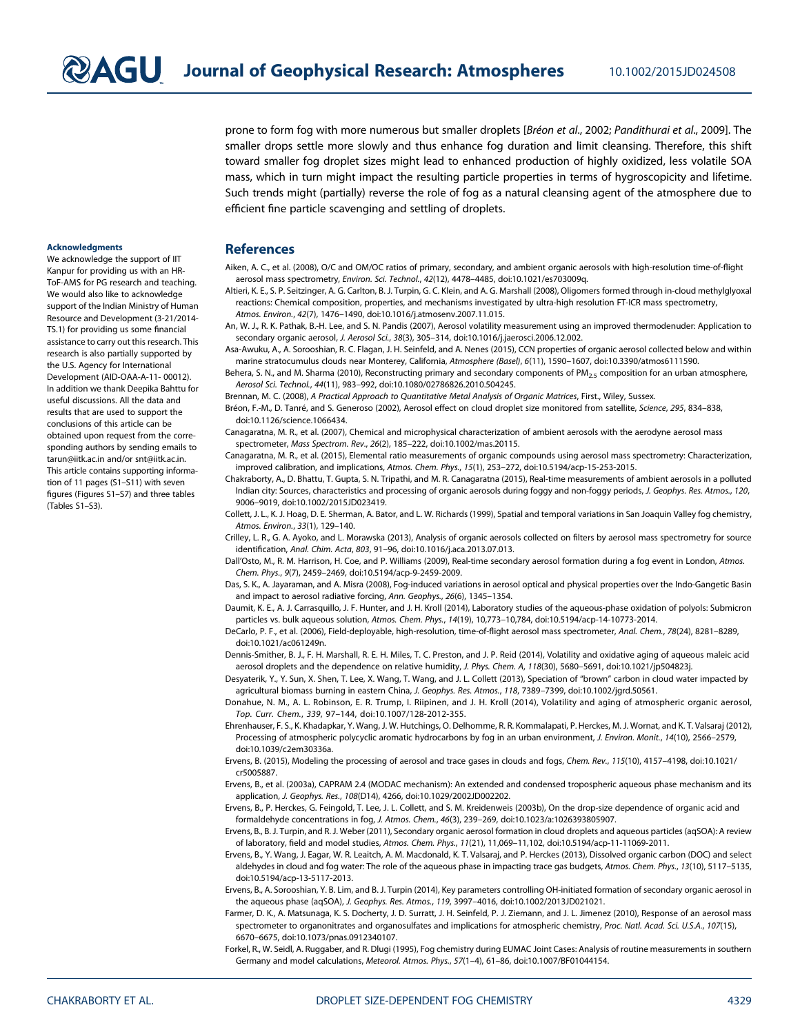prone to form fog with more numerous but smaller droplets [*Bréon et al.*, 2002; *Pandithurai et al.*, 2009]. The smaller drops settle more slowly and thus enhance fog duration and limit cleansing. Therefore, this shift toward smaller fog droplet sizes might lead to enhanced production of highly oxidized, less volatile SOA mass, which in turn might impact the resulting particle properties in terms of hygroscopicity and lifetime. Such trends might (partially) reverse the role of fog as a natural cleansing agent of the atmosphere due to efficient fine particle scavenging and settling of droplets.

**Acknowledgments**

We acknowledge the support of IIT Kanpur for providing us with an HR-ToF-AMS for PG research and teaching. We would also like to acknowledge support of the Indian Ministry of Human Resource and Development (3-21/2014-TS.1) for providing us some financial assistance to carry out this research. This research is also partially supported by the U.S. Agency for International Development (AID-OAA-A-11- 00012). In addition we thank Deepika Bahttu for useful discussions. All the data and results that are used to support the conclusions of this article can be obtained upon request from the corresponding authors by sending emails to tarun@iitk.ac.in and/or snt@iitk.ac.in. This article contains supporting information of 11 pages (S1–S11) with seven figures (Figures S1–S7) and three tables (Tables S1–S3).

## References

Aiken, A. C., et al. (2008), O/C and OM/OC ratios of primary, secondary, and ambient organic aerosols with high-resolution time-of-flight aerosol mass spectrometry, *Environ. Sci. Technol.*, *42*(12), 4478–4485, doi:10.1021/es703009q.

Altieri, K. E., S. P. Seitzinger, A. G. Carlton, B. J. Turpin, G. C. Klein, and A. G. Marshall (2008), Oligomers formed through in-cloud methylglyoxal reactions: Chemical composition, properties, and mechanisms investigated by ultra-high resolution FT-ICR mass spectrometry, *Atmos. Environ.*, *42*(7), 1476–1490, doi:10.1016/j.atmosenv.2007.11.015.

An, W. J., R. K. Pathak, B.-H. Lee, and S. N. Pandis (2007), Aerosol volatility measurement using an improved thermodenuder: Application to secondary organic aerosol, *J. Aerosol Sci.*, *38*(3), 305–314, doi:10.1016/j.jaerosci.2006.12.002.

Asa-Awuku, A., A. Sorooshian, R. C. Flagan, J. H. Seinfeld, and A. Nenes (2015), CCN properties of organic aerosol collected below and within marine stratocumulus clouds near Monterey, California, *Atmosphere (Basel)*, *6*(11), 1590–1607, doi:10.3390/atmos6111590.

Behera, S. N., and M. Sharma (2010), Reconstructing primary and secondary components of $PM_{2.5}$ composition for an urban atmosphere, *Aerosol Sci. Technol.*, *44*(11), 983–992, doi:10.1080/02786826.2010.504245.

Brennan, M. C. (2008), *A Practical Approach to Quantitative Metal Analysis of Organic Matrices*, First., Wiley, Sussex.

Bréon, F.-M., D. Tanré, and S. Generoso (2002), Aerosol effect on cloud droplet size monitored from satellite, *Science*, *295*, 834–838, doi:10.1126/science.1066434.

Canagaratna, M. R., et al. (2007), Chemical and microphysical characterization of ambient aerosols with the aerodyne aerosol mass spectrometer, *Mass Spectrom. Rev.*, *26*(2), 185–222, doi:10.1002/mas.20115.

Canagaratna, M. R., et al. (2015), Elemental ratio measurements of organic compounds using aerosol mass spectrometry: Characterization, improved calibration, and implications, *Atmos. Chem. Phys.*, *15*(1), 253–272, doi:10.5194/acp-15-253-2015.

Chakraborty, A., D. Bhattu, T. Gupta, S. N. Tripathi, and M. R. Canagaratna (2015), Real-time measurements of ambient aerosols in a polluted Indian city: Sources, characteristics and processing of organic aerosols during foggy and non-foggy periods, *J. Geophys. Res. Atmos.*, *120*, 9006–9019, doi:10.1002/2015JD023419.

Collett, J. L., K. J. Hoag, D. E. Sherman, A. Bator, and L. W. Richards (1999), Spatial and temporal variations in San Joaquin Valley fog chemistry, *Atmos. Environ.*, *33*(1), 129–140.

Crilley, L. R., G. A. Ayoko, and L. Morawska (2013), Analysis of organic aerosols collected on filters by aerosol mass spectrometry for source identification, *Anal. Chim. Acta*, *803*, 91–96, doi:10.1016/j.aca.2013.07.013.

Dall'Osto, M., R. M. Harrison, H. Coe, and P. Williams (2009), Real-time secondary aerosol formation during a fog event in London, *Atmos. Chem. Phys.*, *9*(7), 2459–2469, doi:10.5194/acp-9-2459-2009.

Das, S. K., A. Jayaraman, and A. Misra (2008), Fog-induced variations in aerosol optical and physical properties over the Indo-Gangetic Basin and impact to aerosol radiative forcing, *Ann. Geophys.*, *26*(6), 1345–1354.

Daumit, K. E., A. J. Carrasquillo, J. F. Hunter, and J. H. Kroll (2014), Laboratory studies of the aqueous-phase oxidation of polyols: Submicron particles vs. bulk aqueous solution, *Atmos. Chem. Phys.*, *14*(19), 10,773–10,784, doi:10.5194/acp-14-10773-2014.

DeCarlo, P. F., et al. (2006), Field-deployable, high-resolution, time-of-flight aerosol mass spectrometer, *Anal. Chem.*, *78*(24), 8281–8289, doi:10.1021/ac061249n.

Dennis-Smither, B. J., F. H. Marshall, R. E. H. Miles, T. C. Preston, and J. P. Reid (2014), Volatility and oxidative aging of aqueous maleic acid aerosol droplets and the dependence on relative humidity, *J. Phys. Chem. A*, *118*(30), 5680–5691, doi:10.1021/jp504823j.

Desyaterik, Y., Y. Sun, X. Shen, T. Lee, X. Wang, T. Wang, and J. L. Collett (2013), Speciation of "brown" carbon in cloud water impacted by agricultural biomass burning in eastern China, *J. Geophys. Res. Atmos.*, *118*, 7389–7399, doi:10.1002/jgrd.50561.

Donahue, N. M., A. L. Robinson, E. R. Trump, I. Riipinen, and J. H. Kroll (2014), Volatility and aging of atmospheric organic aerosol, *Top. Curr. Chem.*, *339*, 97–144, doi:10.1007/128-2012-355.

Ehrenhauser, F. S., K. Khadapkar, Y. Wang, J. W. Hutchings, O. Delhomme, R. R. Kommalapati, P. Herckes, M. J. Wornat, and K. T. Valsaraj (2012), Processing of atmospheric polycyclic aromatic hydrocarbons by fog in an urban environment, *J. Environ. Monit.*, *14*(10), 2566–2579, doi:10.1039/c2em30336a.

Ervens, B. (2015), Modeling the processing of aerosol and trace gases in clouds and fogs, *Chem. Rev.*, *115*(10), 4157–4198, doi:10.1021/cr5005887.

Ervens, B., et al. (2003a), CAPRAM 2.4 (MODAC mechanism): An extended and condensed tropospheric aqueous phase mechanism and its application, *J. Geophys. Res.*, *108*(D14), 4266, doi:10.1029/2002JD002202.

Ervens, B., P. Herckes, G. Feingold, T. Lee, J. L. Collett, and S. M. Kreidenweis (2003b), On the drop-size dependence of organic acid and formaldehyde concentrations in fog, *J. Atmos. Chem.*, *46*(3), 239–269, doi:10.1023/a:1026393805907.

Ervens, B., B. J. Turpin, and R. J. Weber (2011), Secondary organic aerosol formation in cloud droplets and aqueous particles (aqSOA): A review of laboratory, field and model studies, *Atmos. Chem. Phys.*, *11*(21), 11,069–11,102, doi:10.5194/acp-11-11069-2011.

Ervens, B., Y. Wang, J. Eagar, W. R. Leaitch, A. M. Macdonald, K. T. Valsaraj, and P. Herckes (2013), Dissolved organic carbon (DOC) and select aldehydes in cloud and fog water: The role of the aqueous phase in impacting trace gas budgets, *Atmos. Chem. Phys.*, *13*(10), 5117–5135, doi:10.5194/acp-13-5117-2013.

Ervens, B., A. Sorooshian, Y. B. Lim, and B. J. Turpin (2014), Key parameters controlling OH-initiated formation of secondary organic aerosol in the aqueous phase (aqSOA), *J. Geophys. Res. Atmos.*, *119*, 3997–4016, doi:10.1002/2013JD021021.

Farmer, D. K., A. Matsunaga, K. S. Docherty, J. D. Surratt, J. H. Seinfeld, P. J. Ziemann, and J. L. Jimenez (2010), Response of an aerosol mass spectrometer to organonitrates and organosulfates and implications for atmospheric chemistry, *Proc. Natl. Acad. Sci. U.S.A.*, *107*(15), 6670–6675, doi:10.1073/pnas.0912340107.

Forkel, R., W. Seidl, A. Ruggaber, and R. Dlugi (1995), Fog chemistry during EUMAC Joint Cases: Analysis of routine measurements in southern Germany and model calculations, *Meteorol. Atmos. Phys.*, *57*(1–4), 61–86, doi:10.1007/BF01044154.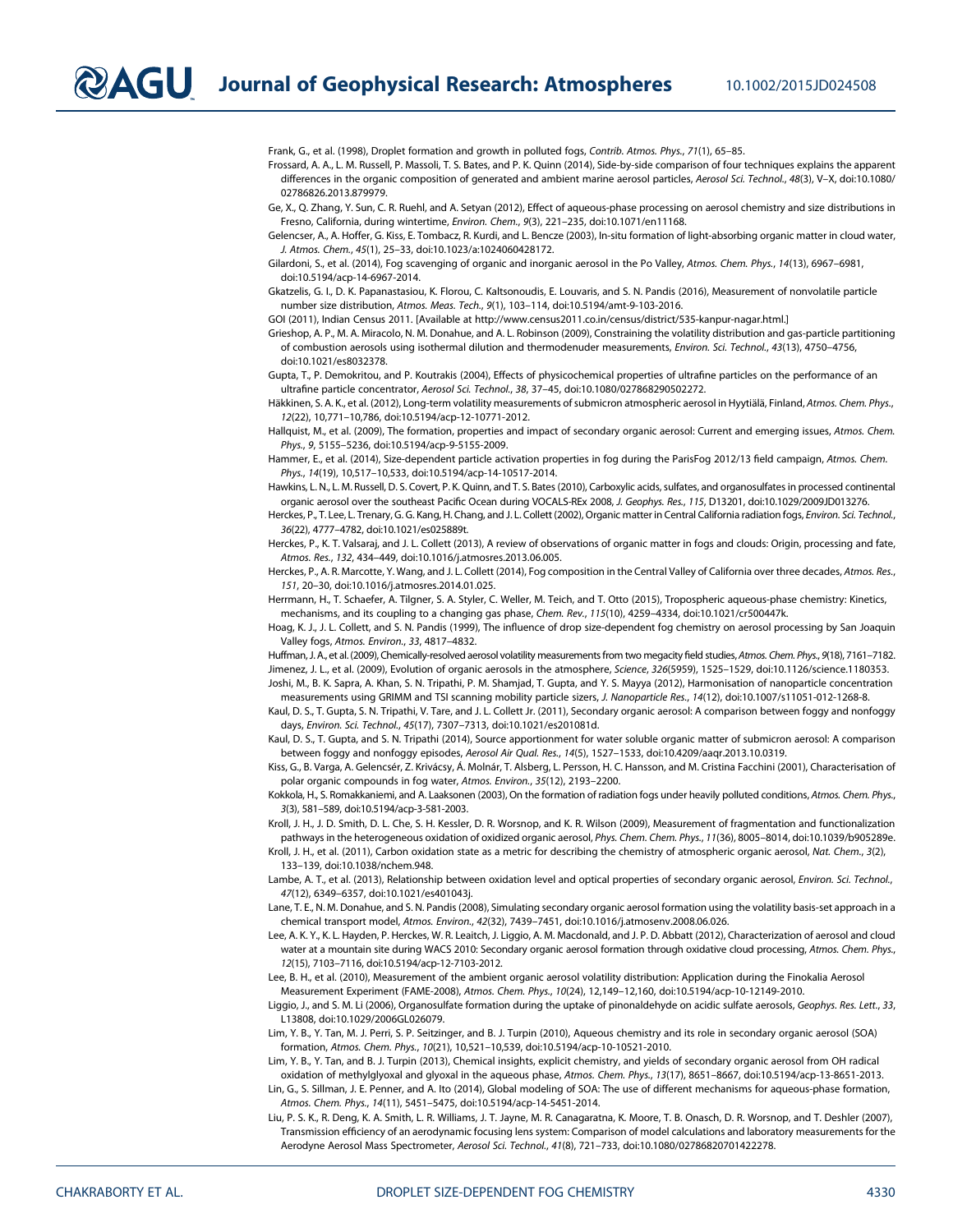Frank, G., et al. (1998), Droplet formation and growth in polluted fogs, *Contrib. Atmos. Phys.*, *71*(1), 65–85.

Frossard, A. A., L. M. Russell, P. Massoli, T. S. Bates, and P. K. Quinn (2014), Side-by-side comparison of four techniques explains the apparent differences in the organic composition of generated and ambient marine aerosol particles, *Aerosol Sci. Technol.*, *48*(3), V–X, doi:10.1080/02786826.2013.879979.

Ge, X., Q. Zhang, Y. Sun, C. R. Ruehl, and A. Setyan (2012), Effect of aqueous-phase processing on aerosol chemistry and size distributions in Fresno, California, during wintertime, *Environ. Chem.*, *9*(3), 221–235, doi:10.1071/en11168.

Gelencser, A., A. Hoffer, G. Kiss, E. Tombacz, R. Kurdi, and L. Bencze (2003), In-situ formation of light-absorbing organic matter in cloud water, *J. Atmos. Chem.*, *45*(1), 25–33, doi:10.1023/a:1024060428172.

Gilardoni, S., et al. (2014), Fog scavenging of organic and inorganic aerosol in the Po Valley, *Atmos. Chem. Phys.*, *14*(13), 6967–6981, doi:10.5194/acp-14-6967-2014.

Gkatzelis, G. I., D. K. Papanastasiou, K. Florou, C. Kaltsonoudis, E. Louvaris, and S. N. Pandis (2016), Measurement of nonvolatile particle number size distribution, *Atmos. Meas. Tech.*, *9*(1), 103–114, doi:10.5194/amt-9-103-2016.

GOI (2011), Indian Census 2011. [Available at http://www.census2011.co.in/census/district/535-kanpur-nagar.html.]

Grieshop, A. P., M. A. Miracolo, N. M. Donahue, and A. L. Robinson (2009), Constraining the volatility distribution and gas-particle partitioning of combustion aerosols using isothermal dilution and thermodenuder measurements, *Environ. Sci. Technol.*, *43*(13), 4750–4756, doi:10.1021/es8032378.

Gupta, T., P. Demokritou, and P. Koutrakis (2004), Effects of physicochemical properties of ultrafine particles on the performance of an ultrafine particle concentrator, *Aerosol Sci. Technol.*, *38*, 37–45, doi:10.1080/027868290502272.

Häkkinen, S. A. K., et al. (2012), Long-term volatility measurements of submicron atmospheric aerosol in Hyytiälä, Finland, *Atmos. Chem. Phys.*, *12*(22), 10,771–10,786, doi:10.5194/acp-12-10771-2012.

Hallquist, M., et al. (2009), The formation, properties and impact of secondary organic aerosol: Current and emerging issues, *Atmos. Chem. Phys.*, *9*, 5155–5236, doi:10.5194/acp-9-5155-2009.

Hammer, E., et al. (2014), Size-dependent particle activation properties in fog during the ParisFog 2012/13 field campaign, *Atmos. Chem. Phys.*, *14*(19), 10,517–10,533, doi:10.5194/acp-14-10517-2014.

Hawkins, L. N., L. M. Russell, D. S. Covert, P. K. Quinn, and T. S. Bates (2010), Carboxylic acids, sulfates, and organosulfates in processed continental organic aerosol over the southeast Pacific Ocean during VOCALS-REx 2008, *J. Geophys. Res.*, *115*, D13201, doi:10.1029/2009JD013276.

Herckes, P., T. Lee, L. Trenary, G. G. Kang, H. Chang, and J. L. Collett (2002), Organic matter in Central California radiation fogs, *Environ. Sci. Technol.*, *36*(22), 4777–4782, doi:10.1021/es025889t.

Herckes, P., K. T. Valsaraj, and J. L. Collett (2013), A review of observations of organic matter in fogs and clouds: Origin, processing and fate, *Atmos. Res.*, *132*, 434–449, doi:10.1016/j.atmosres.2013.06.005.

Herckes, P., A. R. Marcotte, Y. Wang, and J. L. Collett (2014), Fog composition in the Central Valley of California over three decades, *Atmos. Res.*, *151*, 20–30, doi:10.1016/j.atmosres.2014.01.025.

Herrmann, H., T. Schaefer, A. Tilgner, S. A. Styler, C. Weller, M. Teich, and T. Otto (2015), Tropospheric aqueous-phase chemistry: Kinetics, mechanisms, and its coupling to a changing gas phase, *Chem. Rev.*, *115*(10), 4259–4334, doi:10.1021/cr500447k.

Hoag, K. J., J. L. Collett, and S. N. Pandis (1999), The influence of drop size-dependent fog chemistry on aerosol processing by San Joaquin Valley fogs, *Atmos. Environ.*, *33*, 4817–4832.

Huffman, J. A., et al. (2009), Chemically-resolved aerosol volatility measurements from two megacity field studies, *Atmos. Chem. Phys.*, *9*(18), 7161–7182.

Jimenez, J. L., et al. (2009), Evolution of organic aerosols in the atmosphere, *Science*, *326*(5959), 1525–1529, doi:10.1126/science.1180353.

Joshi, M., B. K. Sapra, A. Khan, S. N. Tripathi, P. M. Shamjad, T. Gupta, and Y. S. Mayya (2012), Harmonisation of nanoparticle concentration measurements using GRIMM and TSI scanning mobility particle sizers, *J. Nanoparticle Res.*, *14*(12), doi:10.1007/s11051-012-1268-8.

Kaul, D. S., T. Gupta, S. N. Tripathi, V. Tare, and J. L. Collett Jr. (2011), Secondary organic aerosol: A comparison between foggy and nonfoggy days, *Environ. Sci. Technol.*, *45*(17), 7307–7313, doi:10.1021/es201081d.

Kaul, D. S., T. Gupta, and S. N. Tripathi (2014), Source apportionment for water soluble organic matter of submicron aerosol: A comparison between foggy and nonfoggy episodes, *Aerosol Air Qual. Res.*, *14*(5), 1527–1533, doi:10.4209/aaqr.2013.10.0319.

Kiss, G., B. Varga, A. Gelencsér, Z. Krivácsy, Á. Molnár, T. Alsberg, L. Persson, H. C. Hansson, and M. Cristina Facchini (2001), Characterisation of polar organic compounds in fog water, *Atmos. Environ.*, *35*(12), 2193–2200.

Kokkola, H., S. Romakkaniemi, and A. Laaksonen (2003), On the formation of radiation fogs under heavily polluted conditions, *Atmos. Chem. Phys.*, *3*(3), 581–589, doi:10.5194/acp-3-581-2003.

Kroll, J. H., J. D. Smith, D. L. Che, S. H. Kessler, D. R. Worsnop, and K. R. Wilson (2009), Measurement of fragmentation and functionalization pathways in the heterogeneous oxidation of oxidized organic aerosol, *Phys. Chem. Chem. Phys.*, *11*(36), 8005–8014, doi:10.1039/b905289e.

Kroll, J. H., et al. (2011), Carbon oxidation state as a metric for describing the chemistry of atmospheric organic aerosol, *Nat. Chem.*, *3*(2), 133–139, doi:10.1038/nchem.948.

Lambe, A. T., et al. (2013), Relationship between oxidation level and optical properties of secondary organic aerosol, *Environ. Sci. Technol.*, *47*(12), 6349–6357, doi:10.1021/es401043j.

Lane, T. E., N. M. Donahue, and S. N. Pandis (2008), Simulating secondary organic aerosol formation using the volatility basis-set approach in a chemical transport model, *Atmos. Environ.*, *42*(32), 7439–7451, doi:10.1016/j.atmosenv.2008.06.026.

Lee, A. K. Y., K. L. Hayden, P. Herckes, W. R. Leaitch, J. Liggio, A. M. Macdonald, and J. P. D. Abbatt (2012), Characterization of aerosol and cloud water at a mountain site during WACS 2010: Secondary organic aerosol formation through oxidative cloud processing, *Atmos. Chem. Phys.*, *12*(15), 7103–7116, doi:10.5194/acp-12-7103-2012.

Lee, B. H., et al. (2010), Measurement of the ambient organic aerosol volatility distribution: Application during the Finokalia Aerosol Measurement Experiment (FAME-2008), *Atmos. Chem. Phys.*, *10*(24), 12,149–12,160, doi:10.5194/acp-10-12149-2010.

Liggio, J., and S. M. Li (2006), Organosulfate formation during the uptake of pinonaldehyde on acidic sulfate aerosols, *Geophys. Res. Lett.*, *33*, L13808, doi:10.1029/2006GL026079.

Lim, Y. B., Y. Tan, M. J. Perri, S. P. Seitzinger, and B. J. Turpin (2010), Aqueous chemistry and its role in secondary organic aerosol (SOA) formation, *Atmos. Chem. Phys.*, *10*(21), 10,521–10,539, doi:10.5194/acp-10-10521-2010.

Lim, Y. B., Y. Tan, and B. J. Turpin (2013), Chemical insights, explicit chemistry, and yields of secondary organic aerosol from OH radical oxidation of methylglyoxal and glyoxal in the aqueous phase, *Atmos. Chem. Phys.*, *13*(17), 8651–8667, doi:10.5194/acp-13-8651-2013.

Lin, G., S. Sillman, J. E. Penner, and A. Ito (2014), Global modeling of SOA: The use of different mechanisms for aqueous-phase formation, *Atmos. Chem. Phys.*, *14*(11), 5451–5475, doi:10.5194/acp-14-5451-2014.

Liu, P. S. K., R. Deng, K. A. Smith, L. R. Williams, J. T. Jayne, M. R. Canagaratna, K. Moore, T. B. Onasch, D. R. Worsnop, and T. Deshler (2007), Transmission efficiency of an aerodynamic focusing lens system: Comparison of model calculations and laboratory measurements for the Aerodyne Aerosol Mass Spectrometer, *Aerosol Sci. Technol.*, *41*(8), 721–733, doi:10.1080/02786820701422278.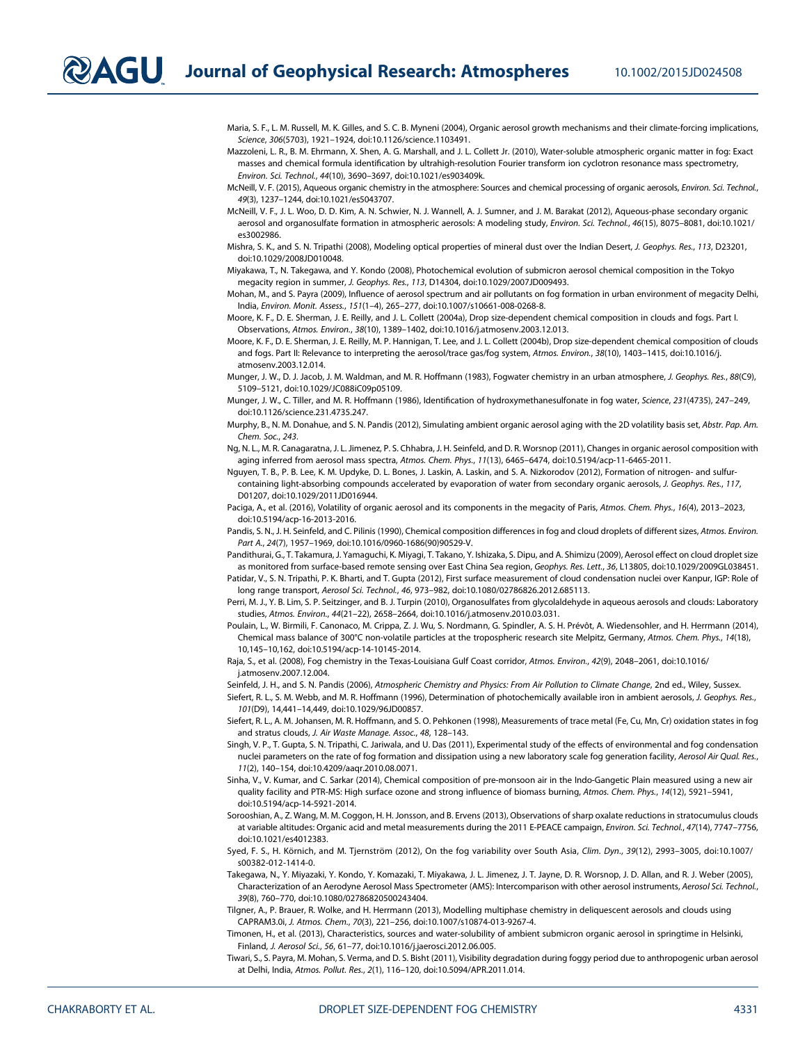Maria, S. F., L. M. Russell, M. K. Gilles, and S. C. B. Myneni (2004), Organic aerosol growth mechanisms and their climate-forcing implications, *Science*, *306*(5703), 1921–1924, doi:10.1126/science.1103491.

Mazzoleni, L. R., B. M. Ehrmann, X. Shen, A. G. Marshall, and J. L. Collett Jr. (2010), Water-soluble atmospheric organic matter in fog: Exact masses and chemical formula identification by ultrahigh-resolution Fourier transform ion cyclotron resonance mass spectrometry, *Environ. Sci. Technol.*, *44*(10), 3690–3697, doi:10.1021/es903409k.

McNeill, V. F. (2015), Aqueous organic chemistry in the atmosphere: Sources and chemical processing of organic aerosols, *Environ. Sci. Technol.*, *49*(3), 1237–1244, doi:10.1021/es5043707.

McNeill, V. F., J. L. Woo, D. D. Kim, A. N. Schwier, N. J. Wannell, A. J. Sumner, and J. M. Barakat (2012), Aqueous-phase secondary organic aerosol and organosulfate formation in atmospheric aerosols: A modeling study, *Environ. Sci. Technol.*, *46*(15), 8075–8081, doi:10.1021/es3002986.

Mishra, S. K., and S. N. Tripathi (2008), Modeling optical properties of mineral dust over the Indian Desert, *J. Geophys. Res.*, *113*, D23201, doi:10.1029/2008JD010048.

Miyakawa, T., N. Takegawa, and Y. Kondo (2008), Photochemical evolution of submicron aerosol chemical composition in the Tokyo megacity region in summer, *J. Geophys. Res.*, *113*, D14304, doi:10.1029/2007JD009493.

Mohan, M., and S. Payra (2009), Influence of aerosol spectrum and air pollutants on fog formation in urban environment of megacity Delhi, India, *Environ. Monit. Assess.*, *151*(1–4), 265–277, doi:10.1007/s10661-008-0268-8.

Moore, K. F., D. E. Sherman, J. E. Reilly, and J. L. Collett (2004a), Drop size-dependent chemical composition in clouds and fogs. Part I. Observations, *Atmos. Environ.*, *38*(10), 1389–1402, doi:10.1016/j.atmosenv.2003.12.013.

Moore, K. F., D. E. Sherman, J. E. Reilly, M. P. Hannigan, T. Lee, and J. L. Collett (2004b), Drop size-dependent chemical composition of clouds and fogs. Part II: Relevance to interpreting the aerosol/trace gas/fog system, *Atmos. Environ.*, *38*(10), 1403–1415, doi:10.1016/j.atmosenv.2003.12.014.

Munger, J. W., D. J. Jacob, J. M. Waldman, and M. R. Hoffmann (1983), Fogwater chemistry in an urban atmosphere, *J. Geophys. Res.*, *88*(C9), 5109–5121, doi:10.1029/JC088iC09p05109.

Munger, J. W., C. Tiller, and M. R. Hoffmann (1986), Identification of hydroxymethanesulfonate in fog water, *Science*, *231*(4735), 247–249, doi:10.1126/science.231.4735.247.

Murphy, B., N. M. Donahue, and S. N. Pandis (2012), Simulating ambient organic aerosol aging with the 2D volatility basis set, *Abstr. Pap. Am. Chem. Soc.*, *243*.

Ng, N. L., M. R. Canagaratna, J. L. Jimenez, P. S. Chhabra, J. H. Seinfeld, and D. R. Worsnop (2011), Changes in organic aerosol composition with aging inferred from aerosol mass spectra, *Atmos. Chem. Phys.*, *11*(13), 6465–6474, doi:10.5194/acp-11-6465-2011.

Nguyen, T. B., P. B. Lee, K. M. Updyke, D. L. Bones, J. Laskin, A. Laskin, and S. A. Nizkorodov (2012), Formation of nitrogen- and sulfur-containing light-absorbing compounds accelerated by evaporation of water from secondary organic aerosols, *J. Geophys. Res.*, *117*, D01207, doi:10.1029/2011JD016944.

Paciga, A., et al. (2016), Volatility of organic aerosol and its components in the megacity of Paris, *Atmos. Chem. Phys.*, *16*(4), 2013–2023, doi:10.5194/acp-16-2013-2016.

Pandis, S. N., J. H. Seinfeld, and C. Pilinis (1990), Chemical composition differences in fog and cloud droplets of different sizes, *Atmos. Environ. Part A.*, *24*(7), 1957–1969, doi:10.1016/0960-1686(90)90529-V.

Pandithurai, G., T. Takamura, J. Yamaguchi, K. Miyagi, T. Takano, Y. Ishizaka, S. Dipu, and A. Shimizu (2009), Aerosol effect on cloud droplet size as monitored from surface-based remote sensing over East China Sea region, *Geophys. Res. Lett.*, *36*, L13805, doi:10.1029/2009GL038451.

Patidar, V., S. N. Tripathi, P. K. Bharti, and T. Gupta (2012), First surface measurement of cloud condensation nuclei over Kanpur, IGP: Role of long range transport, *Aerosol Sci. Technol.*, *46*, 973–982, doi:10.1080/02786826.2012.685113.

Perri, M. J., Y. B. Lim, S. P. Seitzinger, and B. J. Turpin (2010), Organosulfates from glycolaldehyde in aqueous aerosols and clouds: Laboratory studies, *Atmos. Environ.*, *44*(21–22), 2658–2664, doi:10.1016/j.atmosenv.2010.03.031.

Poulain, L., W. Birmili, F. Canonaco, M. Crippa, Z. J. Wu, S. Nordmann, G. Spindler, A. S. H. Prévôt, A. Wiedensohler, and H. Herrmann (2014), Chemical mass balance of 300°C non-volatile particles at the tropospheric research site Melpitz, Germany, *Atmos. Chem. Phys.*, *14*(18), 10,145–10,162, doi:10.5194/acp-14-10145-2014.

Raja, S., et al. (2008), Fog chemistry in the Texas-Louisiana Gulf Coast corridor, *Atmos. Environ.*, *42*(9), 2048–2061, doi:10.1016/j.atmosenv.2007.12.004.

Seinfeld, J. H., and S. N. Pandis (2006), *Atmospheric Chemistry and Physics: From Air Pollution to Climate Change*, 2nd ed., Wiley, Sussex.

Siefert, R. L., S. M. Webb, and M. R. Hoffmann (1996), Determination of photochemically available iron in ambient aerosols, *J. Geophys. Res.*, *101*(D9), 14,441–14,449, doi:10.1029/96JD00857.

Siefert, R. L., A. M. Johansen, M. R. Hoffmann, and S. O. Pehkonen (1998), Measurements of trace metal (Fe, Cu, Mn, Cr) oxidation states in fog and stratus clouds, *J. Air Waste Manage. Assoc.*, *48*, 128–143.

Singh, V. P., T. Gupta, S. N. Tripathi, C. Jariwala, and U. Das (2011), Experimental study of the effects of environmental and fog condensation nuclei parameters on the rate of fog formation and dissipation using a new laboratory scale fog generation facility, *Aerosol Air Qual. Res.*, *11*(2), 140–154, doi:10.4209/aaqr.2010.08.0071.

Sinha, V., V. Kumar, and C. Sarkar (2014), Chemical composition of pre-monsoon air in the Indo-Gangetic Plain measured using a new air quality facility and PTR-MS: High surface ozone and strong influence of biomass burning, *Atmos. Chem. Phys.*, *14*(12), 5921–5941, doi:10.5194/acp-14-5921-2014.

Sorooshian, A., Z. Wang, M. M. Coggon, H. H. Jonsson, and B. Ervens (2013), Observations of sharp oxalate reductions in stratocumulus clouds at variable altitudes: Organic acid and metal measurements during the 2011 E-PEACE campaign, *Environ. Sci. Technol.*, *47*(14), 7747–7756, doi:10.1021/es4012383.

Syed, F. S., H. Körnich, and M. Tjernström (2012), On the fog variability over South Asia, *Clim. Dyn.*, *39*(12), 2993–3005, doi:10.1007/s00382-012-1414-0.

Takegawa, N., Y. Miyazaki, Y. Kondo, Y. Komazaki, T. Miyakawa, J. L. Jimenez, J. T. Jayne, D. R. Worsnop, J. D. Allan, and R. J. Weber (2005), Characterization of an Aerodyne Aerosol Mass Spectrometer (AMS): Intercomparison with other aerosol instruments, *Aerosol Sci. Technol.*, *39*(8), 760–770, doi:10.1080/02786820500243404.

Tilgner, A., P. Brauer, R. Wolke, and H. Herrmann (2013), Modelling multiphase chemistry in deliquescent aerosols and clouds using CAPRAM3.0i, *J. Atmos. Chem.*, *70*(3), 221–256, doi:10.1007/s10874-013-9267-4.

Timonen, H., et al. (2013), Characteristics, sources and water-solubility of ambient submicron organic aerosol in springtime in Helsinki, Finland, *J. Aerosol Sci.*, *56*, 61–77, doi:10.1016/j.jaerosci.2012.06.005.

Tiwari, S., S. Payra, M. Mohan, S. Verma, and D. S. Bisht (2011), Visibility degradation during foggy period due to anthropogenic urban aerosol at Delhi, India, *Atmos. Pollut. Res.*, *2*(1), 116–120, doi:10.5094/APR.2011.014.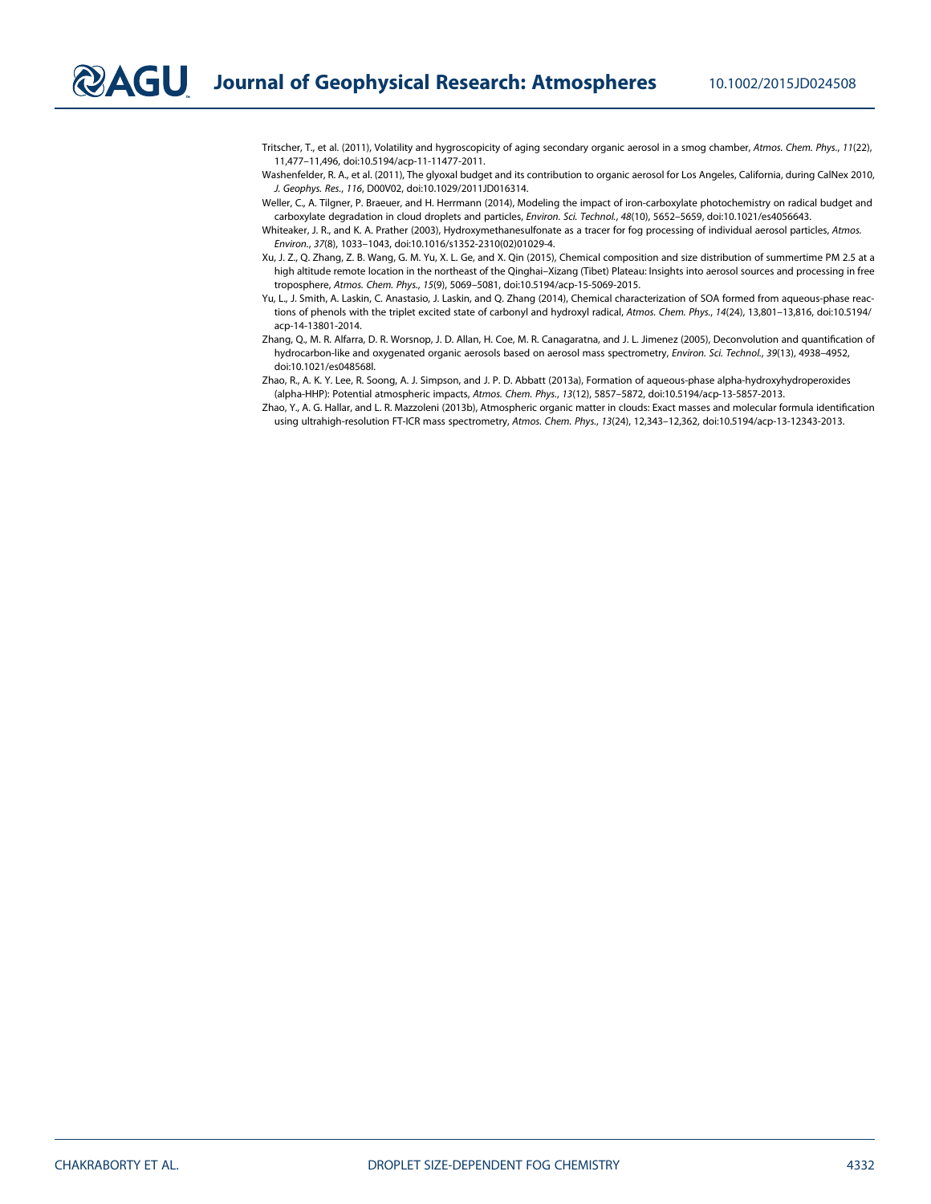Tritscher, T., et al. (2011), Volatility and hygroscopicity of aging secondary organic aerosol in a smog chamber, *Atmos. Chem. Phys.*, *11*(22), 11,477–11,496, doi:10.5194/acp-11-11477-2011.

Washenfelder, R. A., et al. (2011), The glyoxal budget and its contribution to organic aerosol for Los Angeles, California, during CalNex 2010, *J. Geophys. Res.*, *116*, D00V02, doi:10.1029/2011JD016314.

Weller, C., A. Tilgner, P. Braeuer, and H. Herrmann (2014), Modeling the impact of iron-carboxylate photochemistry on radical budget and carboxylate degradation in cloud droplets and particles, *Environ. Sci. Technol.*, *48*(10), 5652–5659, doi:10.1021/es4056643.

Whiteaker, J. R., and K. A. Prather (2003), Hydroxymethanesulfonate as a tracer for fog processing of individual aerosol particles, *Atmos. Environ.*, *37*(8), 1033–1043, doi:10.1016/s1352-2310(02)01029-4.

Xu, J. Z., Q. Zhang, Z. B. Wang, G. M. Yu, X. L. Ge, and X. Qin (2015), Chemical composition and size distribution of summertime PM 2.5 at a high altitude remote location in the northeast of the Qinghai–Xizang (Tibet) Plateau: Insights into aerosol sources and processing in free troposphere, *Atmos. Chem. Phys.*, *15*(9), 5069–5081, doi:10.5194/acp-15-5069-2015.

Yu, L., J. Smith, A. Laskin, C. Anastasio, J. Laskin, and Q. Zhang (2014), Chemical characterization of SOA formed from aqueous-phase reactions of phenols with the triplet excited state of carbonyl and hydroxyl radical, *Atmos. Chem. Phys.*, *14*(24), 13,801–13,816, doi:10.5194/acp-14-13801-2014.

Zhang, Q., M. R. Alfarra, D. R. Worsnop, J. D. Allan, H. Coe, M. R. Canagaratna, and J. L. Jimenez (2005), Deconvolution and quantification of hydrocarbon-like and oxygenated organic aerosols based on aerosol mass spectrometry, *Environ. Sci. Technol.*, *39*(13), 4938–4952, doi:10.1021/es048568l.

Zhao, R., A. K. Y. Lee, R. Soong, A. J. Simpson, and J. P. D. Abbatt (2013a), Formation of aqueous-phase alpha-hydroxyhydroperoxides (alpha-HHP): Potential atmospheric impacts, *Atmos. Chem. Phys.*, *13*(12), 5857–5872, doi:10.5194/acp-13-5857-2013.

Zhao, Y., A. G. Hallar, and L. R. Mazzoleni (2013b), Atmospheric organic matter in clouds: Exact masses and molecular formula identification using ultrahigh-resolution FT-ICR mass spectrometry, *Atmos. Chem. Phys.*, *13*(24), 12,343–12,362, doi:10.5194/acp-13-12343-2013.